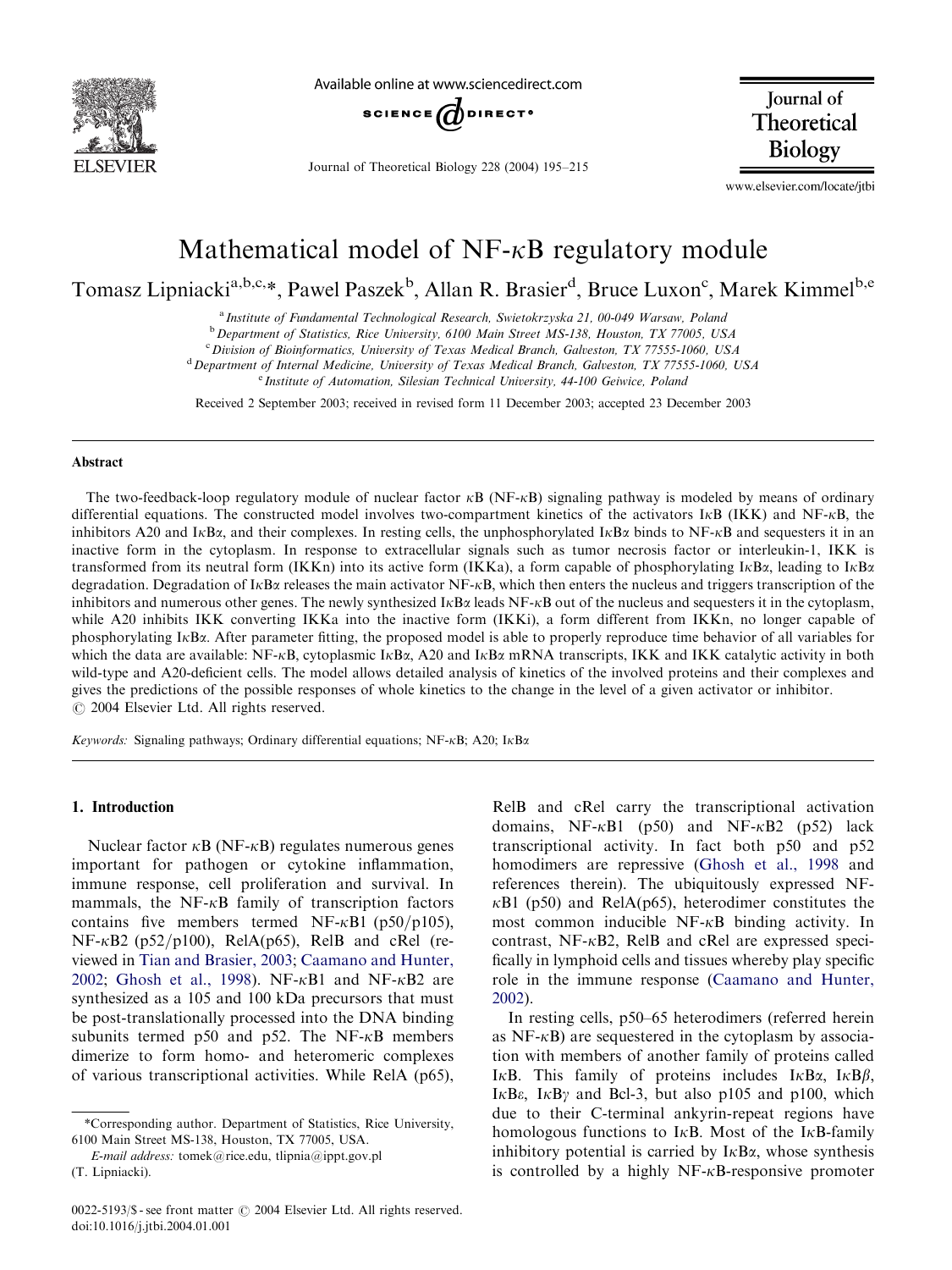# Mathematical model of NF-κB regulatory module

Tomasz Lipniacki[a,b,c,*], Pawel Paszek[b], Allan R. Brasier[d], Bruce Luxon[c], Marek Kimmel[b,e]

[a] Institute of Fundamental Technological Research, Swietokrzyska 21, 00-049 Warsaw, Poland
[b] Department of Statistics, Rice University, 6100 Main Street MS-138, Houston, TX 77005, USA
[c] Division of Bioinformatics, University of Texas Medical Branch, Galveston, TX 77555-1060, USA
[d] Department of Internal Medicine, University of Texas Medical Branch, Galveston, TX 77555-1060, USA
[e] Institute of Automation, Silesian Technical University, 44-100 Geiwice, Poland

Received 2 September 2003; received in revised form 11 December 2003; accepted 23 December 2003

## Abstract

The two-feedback-loop regulatory module of nuclear factor κB (NF-κB) signaling pathway is modeled by means of ordinary differential equations. The constructed model involves two-compartment kinetics of the activators IκB (IKK) and NF-κB, the inhibitors A20 and IκBα, and their complexes. In resting cells, the unphosphorylated IκBα binds to NF-κB and sequesters it in an inactive form in the cytoplasm. In response to extracellular signals such as tumor necrosis factor or interleukin-1, IKK is transformed from its neutral form (IKKn) into its active form (IKKa), a form capable of phosphorylating IκBα, leading to IκBα degradation. Degradation of IκBα releases the main activator NF-κB, which then enters the nucleus and triggers transcription of the inhibitors and numerous other genes. The newly synthesized IκBα leads NF-κB out of the nucleus and sequesters it in the cytoplasm, while A20 inhibits IKK converting IKKa into the inactive form (IKKi), a form different from IKKn, no longer capable of phosphorylating IκBα. After parameter fitting, the proposed model is able to properly reproduce time behavior of all variables for which the data are available: NF-κB, cytoplasmic IκBα, A20 and IκBα mRNA transcripts, IKK and IKK catalytic activity in both wild-type and A20-deficient cells. The model allows detailed analysis of kinetics of the involved proteins and their complexes and gives the predictions of the possible responses of whole kinetics to the change in the level of a given activator or inhibitor.
© 2004 Elsevier Ltd. All rights reserved.

*Keywords:* Signaling pathways; Ordinary differential equations; NF-κB; A20; IκBα

## 1. Introduction

Nuclear factor κB (NF-κB) regulates numerous genes important for pathogen or cytokine inflammation, immune response, cell proliferation and survival. In mammals, the NF-κB family of transcription factors contains five members termed NF-κB1 (p50/p105), NF-κB2 (p52/p100), RelA(p65), RelB and cRel (reviewed in Tian and Brasier, 2003; Caamano and Hunter, 2002; Ghosh et al., 1998). NF-κB1 and NF-κB2 are synthesized as a 105 and 100 kDa precursors that must be post-translationally processed into the DNA binding subunits termed p50 and p52. The NF-κB members dimerize to form homo- and heteromeric complexes of various transcriptional activities. While RelA (p65), RelB and cRel carry the transcriptional activation domains, NF-κB1 (p50) and NF-κB2 (p52) lack transcriptional activity. In fact both p50 and p52 homodimers are repressive (Ghosh et al., 1998 and references therein). The ubiquitously expressed NF-κB1 (p50) and RelA(p65), heterodimer constitutes the most common inducible NF-κB binding activity. In contrast, NF-κB2, RelB and cRel are expressed specifically in lymphoid cells and tissues whereby play specific role in the immune response (Caamano and Hunter, 2002).

In resting cells, p50–65 heterodimers (referred herein as NF-κB) are sequestered in the cytoplasm by association with members of another family of proteins called IκB. This family of proteins includes IκBα, IκBβ, IκBε, IκBγ and Bcl-3, but also p105 and p100, which due to their C-terminal ankyrin-repeat regions have homologous functions to IκB. Most of the IκB-family inhibitory potential is carried by IκBα, whose synthesis is controlled by a highly NF-κB-responsive promoter

*Corresponding author. Department of Statistics, Rice University, 6100 Main Street MS-138, Houston, TX 77005, USA.
*E-mail address:* tomek@rice.edu, tlipnia@ippt.gov.pl (T. Lipniacki).

0022-5193/$ - see front matter © 2004 Elsevier Ltd. All rights reserved.
doi:10.1016/j.jtbi.2004.01.001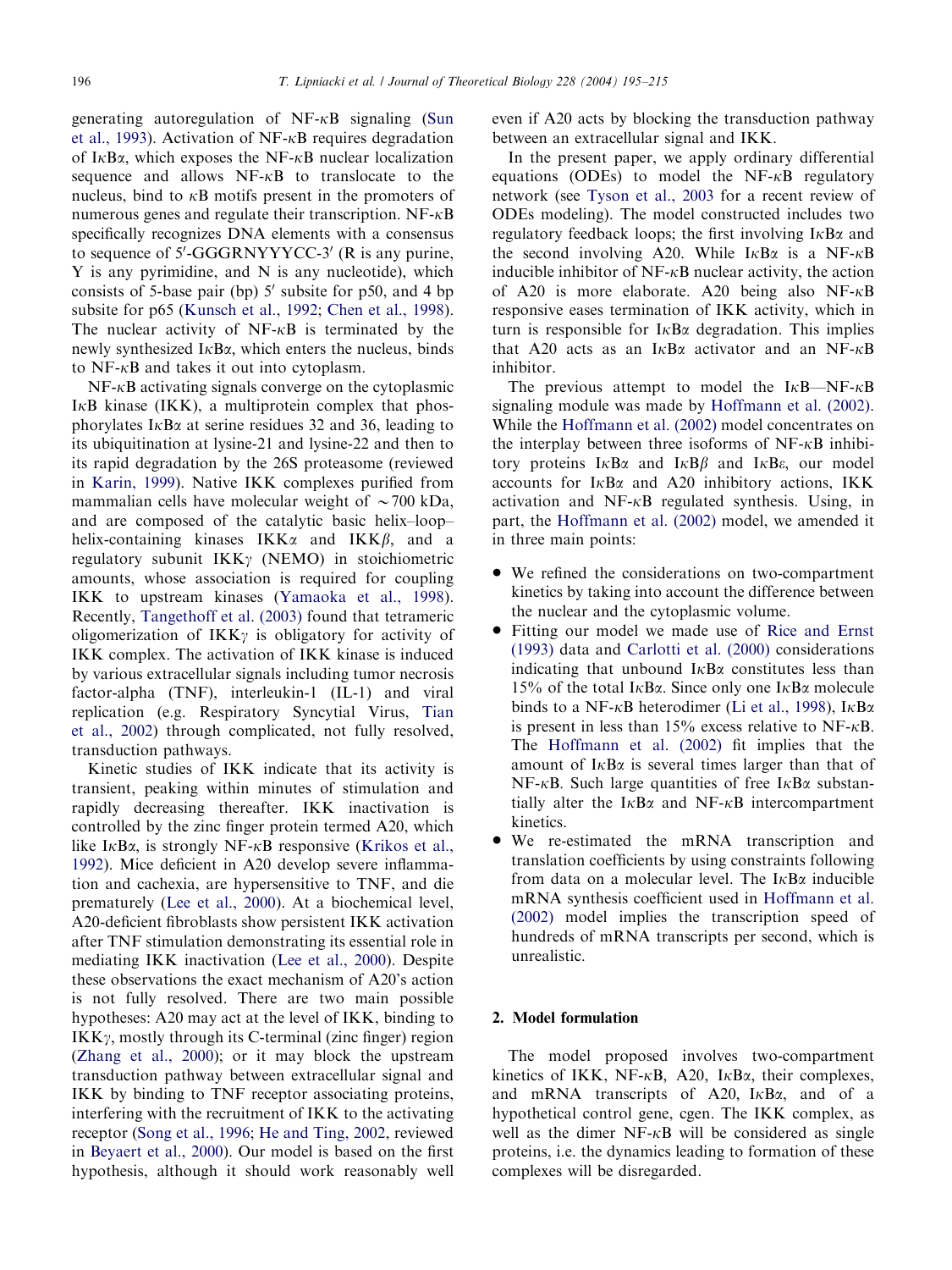generating autoregulation of NF-κB signaling (Sun et al., 1993). Activation of NF-κB requires degradation of IκBα, which exposes the NF-κB nuclear localization sequence and allows NF-κB to translocate to the nucleus, bind to κB motifs present in the promoters of numerous genes and regulate their transcription. NF-κB specifically recognizes DNA elements with a consensus to sequence of 5′-GGGRNYYYCC-3′ (R is any purine, Y is any pyrimidine, and N is any nucleotide), which consists of 5-base pair (bp) 5′ subsite for p50, and 4 bp subsite for p65 (Kunsch et al., 1992; Chen et al., 1998). The nuclear activity of NF-κB is terminated by the newly synthesized IκBα, which enters the nucleus, binds to NF-κB and takes it out into cytoplasm.

NF-κB activating signals converge on the cytoplasmic IκB kinase (IKK), a multiprotein complex that phosphorylates IκBα at serine residues 32 and 36, leading to its ubiquitination at lysine-21 and lysine-22 and then to its rapid degradation by the 26S proteasome (reviewed in Karin, 1999). Native IKK complexes purified from mammalian cells have molecular weight of ~700 kDa, and are composed of the catalytic basic helix–loop–helix-containing kinases IKKα and IKKβ, and a regulatory subunit IKKγ (NEMO) in stoichiometric amounts, whose association is required for coupling IKK to upstream kinases (Yamaoka et al., 1998). Recently, Tangethoff et al. (2003) found that tetrameric oligomerization of IKKγ is obligatory for activity of IKK complex. The activation of IKK kinase is induced by various extracellular signals including tumor necrosis factor-alpha (TNF), interleukin-1 (IL-1) and viral replication (e.g. Respiratory Syncytial Virus, Tian et al., 2002) through complicated, not fully resolved, transduction pathways.

Kinetic studies of IKK indicate that its activity is transient, peaking within minutes of stimulation and rapidly decreasing thereafter. IKK inactivation is controlled by the zinc finger protein termed A20, which like IκBα, is strongly NF-κB responsive (Krikos et al., 1992). Mice deficient in A20 develop severe inflammation and cachexia, are hypersensitive to TNF, and die prematurely (Lee et al., 2000). At a biochemical level, A20-deficient fibroblasts show persistent IKK activation after TNF stimulation demonstrating its essential role in mediating IKK inactivation (Lee et al., 2000). Despite these observations the exact mechanism of A20's action is not fully resolved. There are two main possible hypotheses: A20 may act at the level of IKK, binding to IKKγ, mostly through its C-terminal (zinc finger) region (Zhang et al., 2000); or it may block the upstream transduction pathway between extracellular signal and IKK by binding to TNF receptor associating proteins, interfering with the recruitment of IKK to the activating receptor (Song et al., 1996; He and Ting, 2002, reviewed in Beyaert et al., 2000). Our model is based on the first hypothesis, although it should work reasonably well even if A20 acts by blocking the transduction pathway between an extracellular signal and IKK.

In the present paper, we apply ordinary differential equations (ODEs) to model the NF-κB regulatory network (see Tyson et al., 2003 for a recent review of ODEs modeling). The model constructed includes two regulatory feedback loops; the first involving IκBα and the second involving A20. While IκBα is a NF-κB inducible inhibitor of NF-κB nuclear activity, the action of A20 is more elaborate. A20 being also NF-κB responsive eases termination of IKK activity, which in turn is responsible for IκBα degradation. This implies that A20 acts as an IκBα activator and an NF-κB inhibitor.

The previous attempt to model the IκB—NF-κB signaling module was made by Hoffmann et al. (2002). While the Hoffmann et al. (2002) model concentrates on the interplay between three isoforms of NF-κB inhibitory proteins IκBα and IκBβ and IκBε, our model accounts for IκBα and A20 inhibitory actions, IKK activation and NF-κB regulated synthesis. Using, in part, the Hoffmann et al. (2002) model, we amended it in three main points:

- We refined the considerations on two-compartment kinetics by taking into account the difference between the nuclear and the cytoplasmic volume.
- Fitting our model we made use of Rice and Ernst (1993) data and Carlotti et al. (2000) considerations indicating that unbound IκBα constitutes less than 15% of the total IκBα. Since only one IκBα molecule binds to a NF-κB heterodimer (Li et al., 1998), IκBα is present in less than 15% excess relative to NF-κB. The Hoffmann et al. (2002) fit implies that the amount of IκBα is several times larger than that of NF-κB. Such large quantities of free IκBα substantially alter the IκBα and NF-κB intercompartment kinetics.
- We re-estimated the mRNA transcription and translation coefficients by using constraints following from data on a molecular level. The IκBα inducible mRNA synthesis coefficient used in Hoffmann et al. (2002) model implies the transcription speed of hundreds of mRNA transcripts per second, which is unrealistic.

## 2. Model formulation

The model proposed involves two-compartment kinetics of IKK, NF-κB, A20, IκBα, their complexes, and mRNA transcripts of A20, IκBα, and of a hypothetical control gene, cgen. The IKK complex, as well as the dimer NF-κB will be considered as single proteins, i.e. the dynamics leading to formation of these complexes will be disregarded.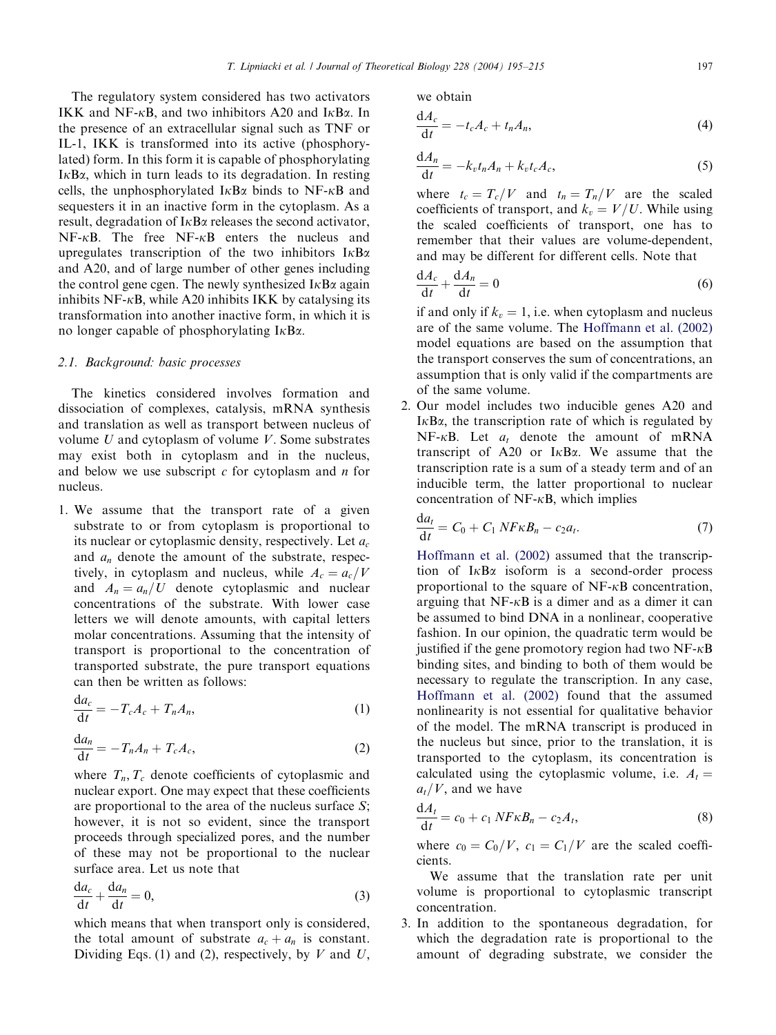The regulatory system considered has two activators IKK and NF-κB, and two inhibitors A20 and IκBα. In the presence of an extracellular signal such as TNF or IL-1, IKK is transformed into its active (phosphorylated) form. In this form it is capable of phosphorylating IκBα, which in turn leads to its degradation. In resting cells, the unphosphorylated IκBα binds to NF-κB and sequesters it in an inactive form in the cytoplasm. As a result, degradation of IκBα releases the second activator, NF-κB. The free NF-κB enters the nucleus and upregulates transcription of the two inhibitors IκBα and A20, and of large number of other genes including the control gene cgen. The newly synthesized IκBα again inhibits NF-κB, while A20 inhibits IKK by catalysing its transformation into another inactive form, in which it is no longer capable of phosphorylating IκBα.

### 2.1. Background: basic processes

The kinetics considered involves formation and dissociation of complexes, catalysis, mRNA synthesis and translation as well as transport between nucleus of volume $U$ and cytoplasm of volume $V$. Some substrates may exist both in cytoplasm and in the nucleus, and below we use subscript $c$ for cytoplasm and $n$ for nucleus.

1. We assume that the transport rate of a given substrate to or from cytoplasm is proportional to its nuclear or cytoplasmic density, respectively. Let $a_c$ and $a_n$ denote the amount of the substrate, respectively, in cytoplasm and nucleus, while $A_c = a_c/V$ and $A_n = a_n/U$ denote cytoplasmic and nuclear concentrations of the substrate. With lower case letters we will denote amounts, with capital letters molar concentrations. Assuming that the intensity of transport is proportional to the concentration of transported substrate, the pure transport equations can then be written as follows:

$$\frac{da_c}{dt} = -T_c A_c + T_n A_n, \tag{1}$$

$$\frac{da_n}{dt} = -T_n A_n + T_c A_c, \tag{2}$$

where $T_n, T_c$ denote coefficients of cytoplasmic and nuclear export. One may expect that these coefficients are proportional to the area of the nucleus surface $S$; however, it is not so evident, since the transport proceeds through specialized pores, and the number of these may not be proportional to the nuclear surface area. Let us note that

$$\frac{da_c}{dt} + \frac{da_n}{dt} = 0, \tag{3}$$

which means that when transport only is considered, the total amount of substrate $a_c + a_n$ is constant. Dividing Eqs. (1) and (2), respectively, by $V$ and $U$, we obtain

$$\frac{dA_c}{dt} = -t_c A_c + t_n A_n, \tag{4}$$

$$\frac{dA_n}{dt} = -k_v t_n A_n + k_v t_c A_c, \tag{5}$$

where $t_c = T_c/V$ and $t_n = T_n/V$ are the scaled coefficients of transport, and $k_v = V/U$. While using the scaled coefficients of transport, one has to remember that their values are volume-dependent, and may be different for different cells. Note that

$$\frac{dA_c}{dt} + \frac{dA_n}{dt} = 0 \tag{6}$$

if and only if $k_v = 1$, i.e. when cytoplasm and nucleus are of the same volume. The Hoffmann et al. (2002) model equations are based on the assumption that the transport conserves the sum of concentrations, an assumption that is only valid if the compartments are of the same volume.

2. Our model includes two inducible genes A20 and IκBα, the transcription rate of which is regulated by NF-κB. Let $a_t$ denote the amount of mRNA transcript of A20 or IκBα. We assume that the transcription rate is a sum of a steady term and of an inducible term, the latter proportional to nuclear concentration of NF-κB, which implies

$$\frac{da_t}{dt} = C_0 + C_1\, NF\kappa B_n - c_2 a_t. \tag{7}$$

Hoffmann et al. (2002) assumed that the transcription of IκBα isoform is a second-order process proportional to the square of NF-κB concentration, arguing that NF-κB is a dimer and as a dimer it can be assumed to bind DNA in a nonlinear, cooperative fashion. In our opinion, the quadratic term would be justified if the gene promotory region had two NF-κB binding sites, and binding to both of them would be necessary to regulate the transcription. In any case, Hoffmann et al. (2002) found that the assumed nonlinearity is not essential for qualitative behavior of the model. The mRNA transcript is produced in the nucleus but since, prior to the translation, it is transported to the cytoplasm, its concentration is calculated using the cytoplasmic volume, i.e. $A_t = a_t/V$, and we have

$$\frac{dA_t}{dt} = c_0 + c_1\, NF\kappa B_n - c_2 A_t, \tag{8}$$

where $c_0 = C_0/V$, $c_1 = C_1/V$ are the scaled coefficients.

We assume that the translation rate per unit volume is proportional to cytoplasmic transcript concentration.

3. In addition to the spontaneous degradation, for which the degradation rate is proportional to the amount of degrading substrate, we consider the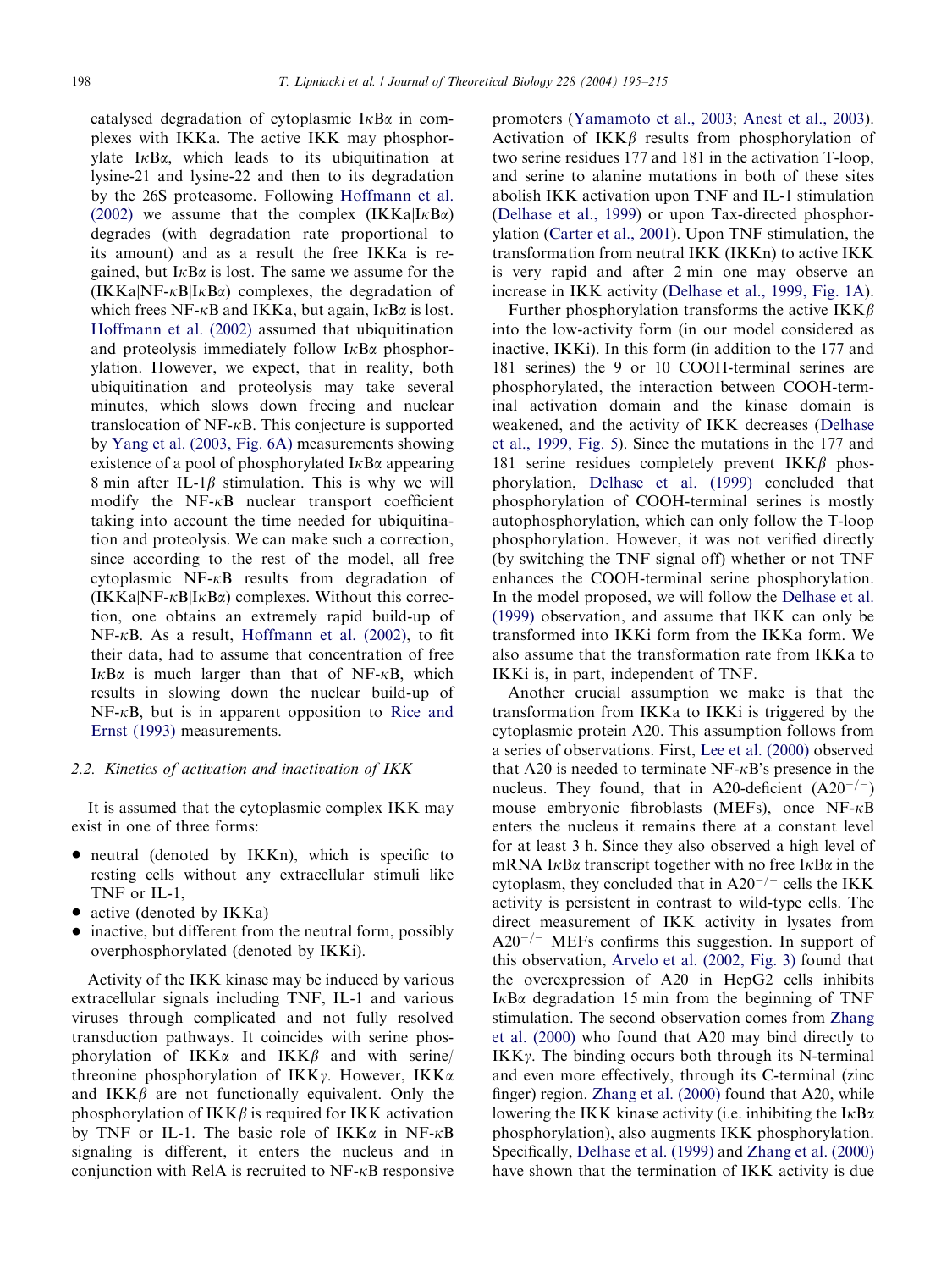catalysed degradation of cytoplasmic IκBα in complexes with IKKa. The active IKK may phosphorylate IκBα, which leads to its ubiquitination at lysine-21 and lysine-22 and then to its degradation by the 26S proteasome. Following Hoffmann et al. (2002) we assume that the complex (IKKa|IκBα) degrades (with degradation rate proportional to its amount) and as a result the free IKKa is regained, but IκBα is lost. The same we assume for the (IKKa|NF-κB|IκBα) complexes, the degradation of which frees NF-κB and IKKa, but again, IκBα is lost. Hoffmann et al. (2002) assumed that ubiquitination and proteolysis immediately follow IκBα phosphorylation. However, we expect, that in reality, both ubiquitination and proteolysis may take several minutes, which slows down freeing and nuclear translocation of NF-κB. This conjecture is supported by Yang et al. (2003, Fig. 6A) measurements showing existence of a pool of phosphorylated IκBα appearing 8 min after IL-1β stimulation. This is why we will modify the NF-κB nuclear transport coefficient taking into account the time needed for ubiquitination and proteolysis. We can make such a correction, since according to the rest of the model, all free cytoplasmic NF-κB results from degradation of (IKKa|NF-κB|IκBα) complexes. Without this correction, one obtains an extremely rapid build-up of NF-κB. As a result, Hoffmann et al. (2002), to fit their data, had to assume that concentration of free IκBα is much larger than that of NF-κB, which results in slowing down the nuclear build-up of NF-κB, but is in apparent opposition to Rice and Ernst (1993) measurements.

## 2.2. Kinetics of activation and inactivation of IKK

It is assumed that the cytoplasmic complex IKK may exist in one of three forms:

- neutral (denoted by IKKn), which is specific to resting cells without any extracellular stimuli like TNF or IL-1,
- active (denoted by IKKa)
- inactive, but different from the neutral form, possibly overphosphorylated (denoted by IKKi).

Activity of the IKK kinase may be induced by various extracellular signals including TNF, IL-1 and various viruses through complicated and not fully resolved transduction pathways. It coincides with serine phosphorylation of IKKα and IKKβ and with serine/threonine phosphorylation of IKKγ. However, IKKα and IKKβ are not functionally equivalent. Only the phosphorylation of IKKβ is required for IKK activation by TNF or IL-1. The basic role of IKKα in NF-κB signaling is different, it enters the nucleus and in conjunction with RelA is recruited to NF-κB responsive promoters (Yamamoto et al., 2003; Anest et al., 2003). Activation of IKKβ results from phosphorylation of two serine residues 177 and 181 in the activation T-loop, and serine to alanine mutations in both of these sites abolish IKK activation upon TNF and IL-1 stimulation (Delhase et al., 1999) or upon Tax-directed phosphorylation (Carter et al., 2001). Upon TNF stimulation, the transformation from neutral IKK (IKKn) to active IKK is very rapid and after 2 min one may observe an increase in IKK activity (Delhase et al., 1999, Fig. 1A).

Further phosphorylation transforms the active IKKβ into the low-activity form (in our model considered as inactive, IKKi). In this form (in addition to the 177 and 181 serines) the 9 or 10 COOH-terminal serines are phosphorylated, the interaction between COOH-terminal activation domain and the kinase domain is weakened, and the activity of IKK decreases (Delhase et al., 1999, Fig. 5). Since the mutations in the 177 and 181 serine residues completely prevent IKKβ phosphorylation, Delhase et al. (1999) concluded that phosphorylation of COOH-terminal serines is mostly autophosphorylation, which can only follow the T-loop phosphorylation. However, it was not verified directly (by switching the TNF signal off) whether or not TNF enhances the COOH-terminal serine phosphorylation. In the model proposed, we will follow the Delhase et al. (1999) observation, and assume that IKK can only be transformed into IKKi form from the IKKa form. We also assume that the transformation rate from IKKa to IKKi is, in part, independent of TNF.

Another crucial assumption we make is that the transformation from IKKa to IKKi is triggered by the cytoplasmic protein A20. This assumption follows from a series of observations. First, Lee et al. (2000) observed that A20 is needed to terminate NF-κB's presence in the nucleus. They found, that in A20-deficient ($A20^{-/-}$) mouse embryonic fibroblasts (MEFs), once NF-κB enters the nucleus it remains there at a constant level for at least 3 h. Since they also observed a high level of mRNA IκBα transcript together with no free IκBα in the cytoplasm, they concluded that in $A20^{-/-}$ cells the IKK activity is persistent in contrast to wild-type cells. The direct measurement of IKK activity in lysates from $A20^{-/-}$ MEFs confirms this suggestion. In support of this observation, Arvelo et al. (2002, Fig. 3) found that the overexpression of A20 in HepG2 cells inhibits IκBα degradation 15 min from the beginning of TNF stimulation. The second observation comes from Zhang et al. (2000) who found that A20 may bind directly to IKKγ. The binding occurs both through its N-terminal and even more effectively, through its C-terminal (zinc finger) region. Zhang et al. (2000) found that A20, while lowering the IKK kinase activity (i.e. inhibiting the IκBα phosphorylation), also augments IKK phosphorylation. Specifically, Delhase et al. (1999) and Zhang et al. (2000) have shown that the termination of IKK activity is due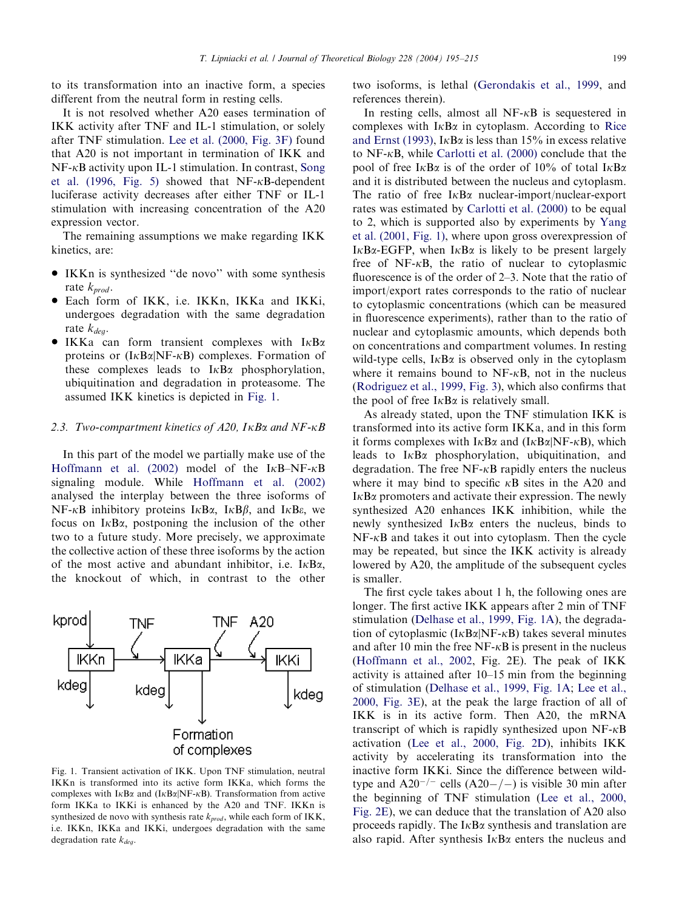to its transformation into an inactive form, a species different from the neutral form in resting cells.

It is not resolved whether A20 eases termination of IKK activity after TNF and IL-1 stimulation, or solely after TNF stimulation. Lee et al. (2000, Fig. 3F) found that A20 is not important in termination of IKK and NF-κB activity upon IL-1 stimulation. In contrast, Song et al. (1996, Fig. 5) showed that NF-κB-dependent luciferase activity decreases after either TNF or IL-1 stimulation with increasing concentration of the A20 expression vector.

The remaining assumptions we make regarding IKK kinetics, are:

- IKKn is synthesized "de novo" with some synthesis rate $k_{prod}$.
- Each form of IKK, i.e. IKKn, IKKa and IKKi, undergoes degradation with the same degradation rate $k_{deg}$.
- IKKa can form transient complexes with IκBα proteins or (IκBα|NF-κB) complexes. Formation of these complexes leads to IκBα phosphorylation, ubiquitination and degradation in proteasome. The assumed IKK kinetics is depicted in Fig. 1.

Fig. 1. Transient activation of IKK. Upon TNF stimulation, neutral IKKn is transformed into its active form IKKa, which forms the complexes with IκBα and (IκBα|NF-κB). Transformation from active form IKKa to IKKi is enhanced by the A20 and TNF. IKKn is synthesized de novo with synthesis rate $k_{prod}$, while each form of IKK, i.e. IKKn, IKKa and IKKi, undergoes degradation with the same degradation rate $k_{deg}$.

### 2.3. Two-compartment kinetics of A20, IκBα and NF-κB

In this part of the model we partially make use of the Hoffmann et al. (2002) model of the IκB–NF-κB signaling module. While Hoffmann et al. (2002) analysed the interplay between the three isoforms of NF-κB inhibitory proteins IκBα, IκBβ, and IκBε, we focus on IκBα, postponing the inclusion of the other two to a future study. More precisely, we approximate the collective action of these three isoforms by the action of the most active and abundant inhibitor, i.e. IκBα, the knockout of which, in contrast to the other two isoforms, is lethal (Gerondakis et al., 1999, and references therein).

In resting cells, almost all NF-κB is sequestered in complexes with IκBα in cytoplasm. According to Rice and Ernst (1993), IκBα is less than 15% in excess relative to NF-κB, while Carlotti et al. (2000) conclude that the pool of free IκBα is of the order of 10% of total IκBα and it is distributed between the nucleus and cytoplasm. The ratio of free IκBα nuclear-import/nuclear-export rates was estimated by Carlotti et al. (2000) to be equal to 2, which is supported also by experiments by Yang et al. (2001, Fig. 1), where upon gross overexpression of IκBα-EGFP, when IκBα is likely to be present largely free of NF-κB, the ratio of nuclear to cytoplasmic fluorescence is of the order of 2–3. Note that the ratio of import/export rates corresponds to the ratio of nuclear to cytoplasmic concentrations (which can be measured in fluorescence experiments), rather than to the ratio of nuclear and cytoplasmic amounts, which depends both on concentrations and compartment volumes. In resting wild-type cells, IκBα is observed only in the cytoplasm where it remains bound to NF-κB, not in the nucleus (Rodriguez et al., 1999, Fig. 3), which also confirms that the pool of free IκBα is relatively small.

As already stated, upon the TNF stimulation IKK is transformed into its active form IKKa, and in this form it forms complexes with IκBα and (IκBα|NF-κB), which leads to IκBα phosphorylation, ubiquitination, and degradation. The free NF-κB rapidly enters the nucleus where it may bind to specific κB sites in the A20 and IκBα promoters and activate their expression. The newly synthesized A20 enhances IKK inhibition, while the newly synthesized IκBα enters the nucleus, binds to NF-κB and takes it out into cytoplasm. Then the cycle may be repeated, but since the IKK activity is already lowered by A20, the amplitude of the subsequent cycles is smaller.

The first cycle takes about 1 h, the following ones are longer. The first active IKK appears after 2 min of TNF stimulation (Delhase et al., 1999, Fig. 1A), the degradation of cytoplasmic (IκBα|NF-κB) takes several minutes and after 10 min the free NF-κB is present in the nucleus (Hoffmann et al., 2002, Fig. 2E). The peak of IKK activity is attained after 10–15 min from the beginning of stimulation (Delhase et al., 1999, Fig. 1A; Lee et al., 2000, Fig. 3E), at the peak the large fraction of all of IKK is in its active form. Then A20, the mRNA transcript of which is rapidly synthesized upon NF-κB activation (Lee et al., 2000, Fig. 2D), inhibits IKK activity by accelerating its transformation into the inactive form IKKi. Since the difference between wild-type and A20$^{-/-}$ cells (A20−/−) is visible 30 min after the beginning of TNF stimulation (Lee et al., 2000, Fig. 2E), we can deduce that the translation of A20 also proceeds rapidly. The IκBα synthesis and translation are also rapid. After synthesis IκBα enters the nucleus and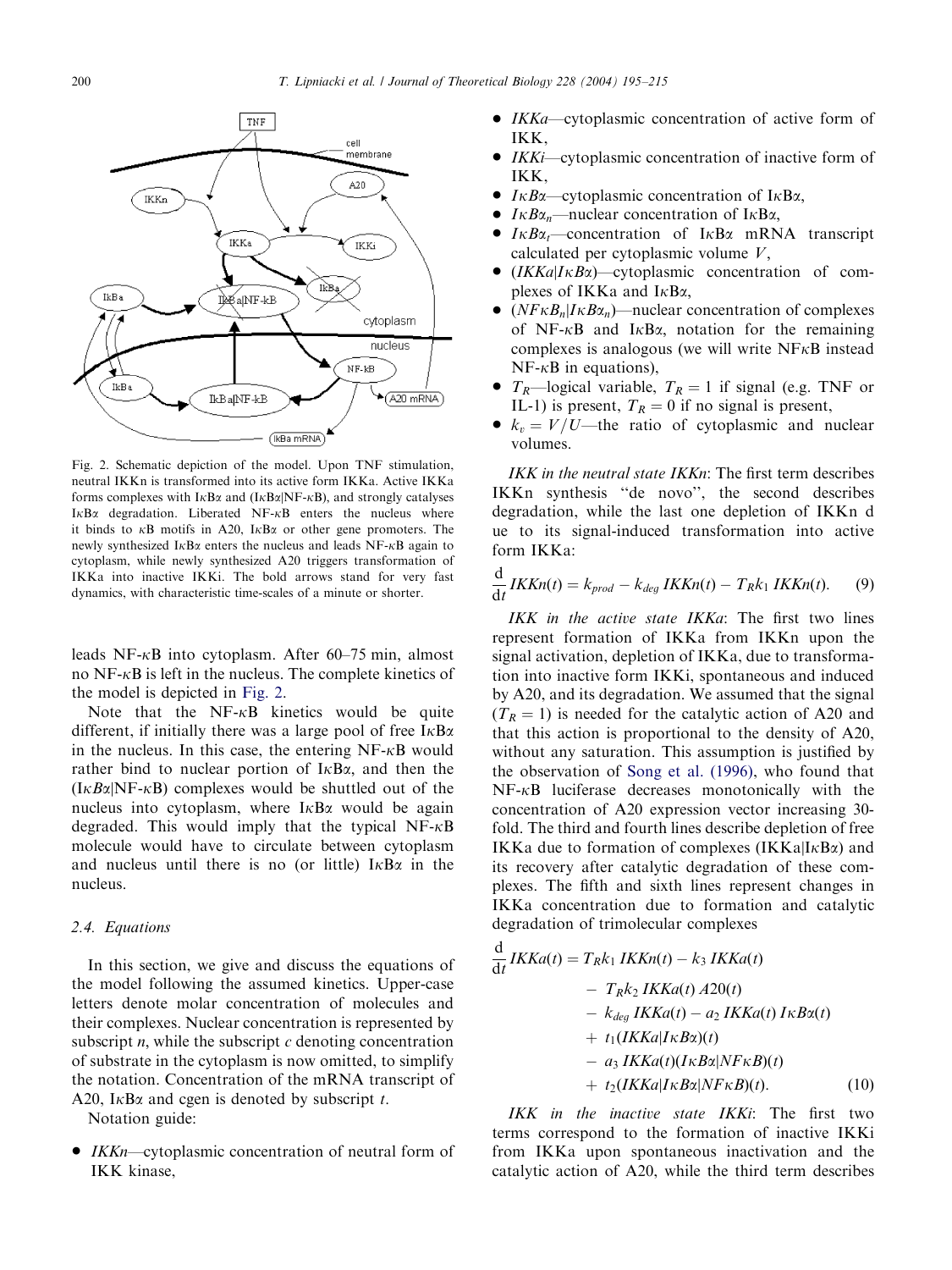Fig. 2. Schematic depiction of the model. Upon TNF stimulation, neutral IKKn is transformed into its active form IKKa. Active IKKa forms complexes with IκBα and (IκBα|NF-κB), and strongly catalyses IκBα degradation. Liberated NF-κB enters the nucleus where it binds to κB motifs in A20, IκBα or other gene promoters. The newly synthesized IκBα enters the nucleus and leads NF-κB again to cytoplasm, while newly synthesized A20 triggers transformation of IKKa into inactive IKKi. The bold arrows stand for very fast dynamics, with characteristic time-scales of a minute or shorter.

leads NF-κB into cytoplasm. After 60–75 min, almost no NF-κB is left in the nucleus. The complete kinetics of the model is depicted in Fig. 2.

Note that the NF-κB kinetics would be quite different, if initially there was a large pool of free IκBα in the nucleus. In this case, the entering NF-κB would rather bind to nuclear portion of IκBα, and then the (*IκBα*|NF-κB) complexes would be shuttled out of the nucleus into cytoplasm, where IκBα would be again degraded. This would imply that the typical NF-κB molecule would have to circulate between cytoplasm and nucleus until there is no (or little) IκBα in the nucleus.

### 2.4. Equations

In this section, we give and discuss the equations of the model following the assumed kinetics. Upper-case letters denote molar concentration of molecules and their complexes. Nuclear concentration is represented by subscript $n$, while the subscript $c$ denoting concentration of substrate in the cytoplasm is now omitted, to simplify the notation. Concentration of the mRNA transcript of A20, IκBα and cgen is denoted by subscript $t$.

Notation guide:

- *IKKn*—cytoplasmic concentration of neutral form of IKK kinase,
- *IKKa*—cytoplasmic concentration of active form of IKK,
- *IKKi*—cytoplasmic concentration of inactive form of IKK,
- $I\kappa B\alpha$—cytoplasmic concentration of IκBα,
- $I\kappa B\alpha_n$—nuclear concentration of IκBα,
- $I\kappa B\alpha_t$—concentration of IκBα mRNA transcript calculated per cytoplasmic volume $V$,
- $(IKKa|I\kappa B\alpha)$—cytoplasmic concentration of complexes of IKKa and IκBα,
- $(NF\kappa B_n|I\kappa B\alpha_n)$—nuclear concentration of complexes of NF-κB and IκBα, notation for the remaining complexes is analogous (we will write NFκB instead NF-κB in equations),
- $T_R$—logical variable, $T_R = 1$ if signal (e.g. TNF or IL-1) is present, $T_R = 0$ if no signal is present,
- $k_v = V/U$—the ratio of cytoplasmic and nuclear volumes.

*IKK in the neutral state IKKn*: The first term describes IKKn synthesis "de novo", the second describes degradation, while the last one depletion of IKKn d ue to its signal-induced transformation into active form IKKa:

$$\frac{\mathrm{d}}{\mathrm{d}t} IKKn(t) = k_{prod} - k_{deg}\, IKKn(t) - T_R k_1\, IKKn(t). \tag{9}$$

*IKK in the active state IKKa*: The first two lines represent formation of IKKa from IKKn upon the signal activation, depletion of IKKa, due to transformation into inactive form IKKi, spontaneous and induced by A20, and its degradation. We assumed that the signal ($T_R = 1$) is needed for the catalytic action of A20 and that this action is proportional to the density of A20, without any saturation. This assumption is justified by the observation of Song et al. (1996), who found that NF-κB luciferase decreases monotonically with the concentration of A20 expression vector increasing 30-fold. The third and fourth lines describe depletion of free IKKa due to formation of complexes (IKKa|IκBα) and its recovery after catalytic degradation of these complexes. The fifth and sixth lines represent changes in IKKa concentration due to formation and catalytic degradation of trimolecular complexes

$$\begin{aligned}
\frac{\mathrm{d}}{\mathrm{d}t} IKKa(t) = {} & T_R k_1\, IKKn(t) - k_3\, IKKa(t) \\
& - T_R k_2\, IKKa(t)\, A20(t) \\
& - k_{deg}\, IKKa(t) - a_2\, IKKa(t)\, I\kappa B\alpha(t) \\
& + t_1 (IKKa|I\kappa B\alpha)(t) \\
& - a_3\, IKKa(t) (I\kappa B\alpha|NF\kappa B)(t) \\
& + t_2 (IKKa|I\kappa B\alpha|NF\kappa B)(t).
\end{aligned} \tag{10}$$

*IKK in the inactive state IKKi*: The first two terms correspond to the formation of inactive IKKi from IKKa upon spontaneous inactivation and the catalytic action of A20, while the third term describes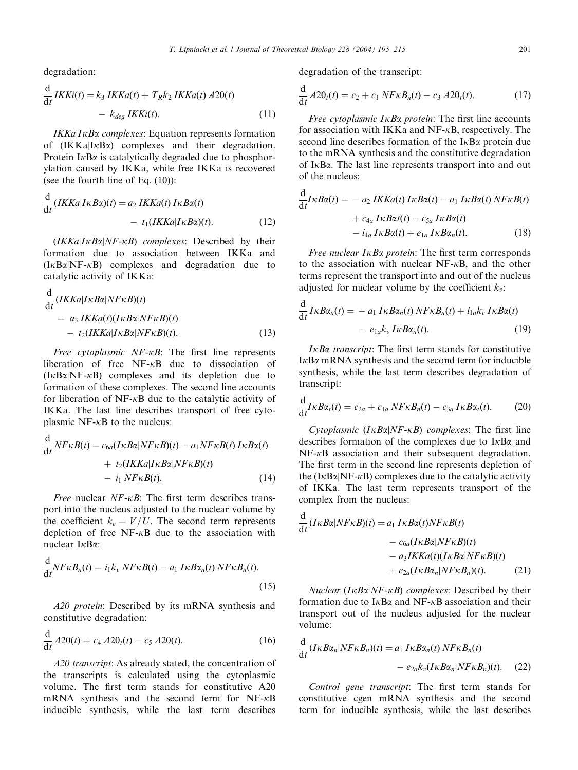degradation:

$$\frac{d}{dt} IKKi(t) = k_3\, IKKa(t) + T_R k_2\, IKKa(t)\, A20(t) - k_{deg}\, IKKi(t). \tag{11}$$

*IKKa|IκBα complexes*: Equation represents formation of (IKKa|IκBα) complexes and their degradation. Protein IκBα is catalytically degraded due to phosphorylation caused by IKKa, while free IKKa is recovered (see the fourth line of Eq. (10)):

$$\frac{d}{dt} (IKKa|I\kappa B\alpha)(t) = a_2\, IKKa(t)\, I\kappa B\alpha(t) - t_1 (IKKa|I\kappa B\alpha)(t). \tag{12}$$

*(IKKa|IκBα|NF-κB) complexes*: Described by their formation due to association between IKKa and (IκBα|NF-κB) complexes and degradation due to catalytic activity of IKKa:

$$\begin{aligned}\frac{d}{dt} &(IKKa|I\kappa B\alpha|NF\kappa B)(t) \\ &= a_3\, IKKa(t)(I\kappa B\alpha|NF\kappa B)(t) \\ &\quad - t_2 (IKKa|I\kappa B\alpha|NF\kappa B)(t).\end{aligned} \tag{13}$$

*Free cytoplasmic NF-κB*: The first line represents liberation of free NF-κB due to dissociation of (IκBα|NF-κB) complexes and its depletion due to formation of these complexes. The second line accounts for liberation of NF-κB due to the catalytic activity of IKKa. The last line describes transport of free cytoplasmic NF-κB to the nucleus:

$$\begin{aligned}\frac{d}{dt} NF\kappa B(t) = {} & c_{6a} (I\kappa B\alpha|NF\kappa B)(t) - a_1 NF\kappa B(t)\, I\kappa B\alpha(t) \\ & + t_2 (IKKa|I\kappa B\alpha|NF\kappa B)(t) \\ & - i_1\, NF\kappa B(t).\end{aligned} \tag{14}$$

*Free* nuclear *NF-κB*: The first term describes transport into the nucleus adjusted to the nuclear volume by the coefficient $k_v = V/U$. The second term represents depletion of free NF-κB due to the association with nuclear IκBα:

$$\frac{d}{dt} NF\kappa B_n(t) = i_1 k_v\, NF\kappa B(t) - a_1\, I\kappa B\alpha_n(t)\, NF\kappa B_n(t). \tag{15}$$

*A20 protein*: Described by its mRNA synthesis and constitutive degradation:

$$\frac{d}{dt} A20(t) = c_4\, A20_t(t) - c_5\, A20(t). \tag{16}$$

*A20 transcript*: As already stated, the concentration of the transcripts is calculated using the cytoplasmic volume. The first term stands for constitutive A20 mRNA synthesis and the second term for NF-κB inducible synthesis, while the last term describes degradation of the transcript:

$$\frac{d}{dt} A20_t(t) = c_2 + c_1\, NF\kappa B_n(t) - c_3\, A20_t(t). \tag{17}$$

*Free cytoplasmic IκBα protein*: The first line accounts for association with IKKa and NF-κB, respectively. The second line describes formation of the IκBα protein due to the mRNA synthesis and the constitutive degradation of IκBα. The last line represents transport into and out of the nucleus:

$$\begin{aligned}\frac{d}{dt} I\kappa B\alpha(t) = {} & -a_2\, IKKa(t)\, I\kappa B\alpha(t) - a_1\, I\kappa B\alpha(t)\, NF\kappa B(t) \\ & + c_{4a}\, I\kappa B\alpha t(t) - c_{5a}\, I\kappa B\alpha(t) \\ & - i_{1a}\, I\kappa B\alpha(t) + e_{1a}\, I\kappa B\alpha_n(t).\end{aligned} \tag{18}$$

*Free nuclear IκBα protein*: The first term corresponds to the association with nuclear NF-κB, and the other terms represent the transport into and out of the nucleus adjusted for nuclear volume by the coefficient $k_v$:

$$\begin{aligned}\frac{d}{dt} I\kappa B\alpha_n(t) = {} & -a_1\, I\kappa B\alpha_n(t)\, NF\kappa B_n(t) + i_{1a} k_v\, I\kappa B\alpha(t) \\ & - e_{1a} k_v\, I\kappa B\alpha_n(t).\end{aligned} \tag{19}$$

*IκBα transcript*: The first term stands for constitutive IκBα mRNA synthesis and the second term for inducible synthesis, while the last term describes degradation of transcript:

$$\frac{d}{dt} I\kappa B\alpha_t(t) = c_{2a} + c_{1a}\, NF\kappa B_n(t) - c_{3a}\, I\kappa B\alpha_t(t). \tag{20}$$

*Cytoplasmic (IκBα|NF-κB) complexes*: The first line describes formation of the complexes due to IκBα and NF-κB association and their subsequent degradation. The first term in the second line represents depletion of the (IκBα|NF-κB) complexes due to the catalytic activity of IKKa. The last term represents transport of the complex from the nucleus:

$$\begin{aligned}\frac{d}{dt} (I\kappa B\alpha|NF\kappa B)(t) = {} & a_1\, I\kappa B\alpha(t) NF\kappa B(t) \\ & - c_{6a} (I\kappa B\alpha|NF\kappa B)(t) \\ & - a_3 IKKa(t) (I\kappa B\alpha|NF\kappa B)(t) \\ & + e_{2a} (I\kappa B\alpha_n|NF\kappa B_n)(t).\end{aligned} \tag{21}$$

*Nuclear (IκBα|NF-κB) complexes*: Described by their formation due to IκBα and NF-κB association and their transport out of the nucleus adjusted for the nuclear volume:

$$\begin{aligned}\frac{d}{dt} (I\kappa B\alpha_n|NF\kappa B_n)(t) = {} & a_1\, I\kappa B\alpha_n(t)\, NF\kappa B_n(t) \\ & - e_{2a} k_v (I\kappa B\alpha_n|NF\kappa B_n)(t).\end{aligned} \tag{22}$$

*Control gene transcript*: The first term stands for constitutive cgen mRNA synthesis and the second term for inducible synthesis, while the last describes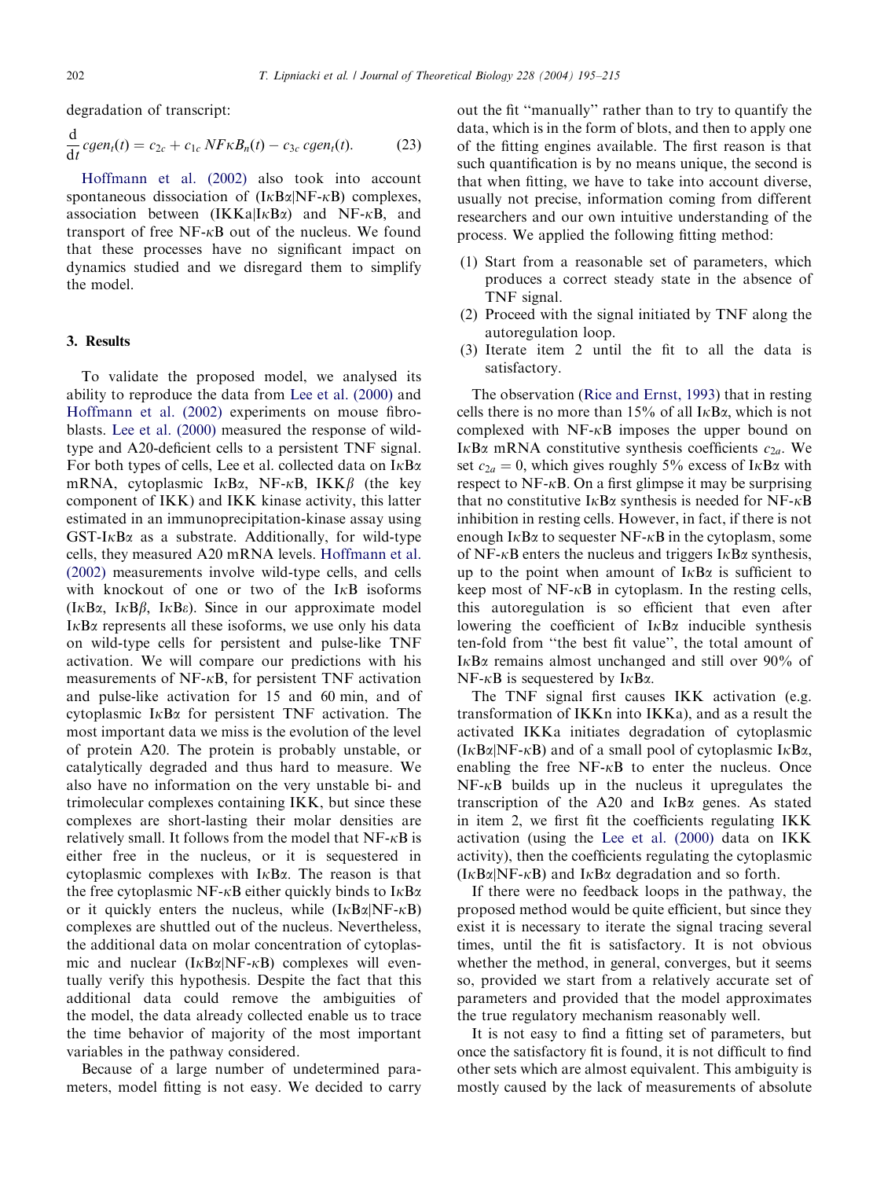degradation of transcript:

$$\frac{\mathrm{d}}{\mathrm{d}t}\,cgen_t(t) = c_{2c} + c_{1c}\,NF\kappa B_n(t) - c_{3c}\,cgen_t(t). \tag{23}$$

Hoffmann et al. (2002) also took into account spontaneous dissociation of (IκBα|NF-κB) complexes, association between (IKKa|IκBα) and NF-κB, and transport of free NF-κB out of the nucleus. We found that these processes have no significant impact on dynamics studied and we disregard them to simplify the model.

## 3. Results

To validate the proposed model, we analysed its ability to reproduce the data from Lee et al. (2000) and Hoffmann et al. (2002) experiments on mouse fibroblasts. Lee et al. (2000) measured the response of wild-type and A20-deficient cells to a persistent TNF signal. For both types of cells, Lee et al. collected data on IκBα mRNA, cytoplasmic IκBα, NF-κB, IKKβ (the key component of IKK) and IKK kinase activity, this latter estimated in an immunoprecipitation-kinase assay using GST-IκBα as a substrate. Additionally, for wild-type cells, they measured A20 mRNA levels. Hoffmann et al. (2002) measurements involve wild-type cells, and cells with knockout of one or two of the IκB isoforms (IκBα, IκBβ, IκBε). Since in our approximate model IκBα represents all these isoforms, we use only his data on wild-type cells for persistent and pulse-like TNF activation. We will compare our predictions with his measurements of NF-κB, for persistent TNF activation and pulse-like activation for 15 and 60 min, and of cytoplasmic IκBα for persistent TNF activation. The most important data we miss is the evolution of the level of protein A20. The protein is probably unstable, or catalytically degraded and thus hard to measure. We also have no information on the very unstable bi- and trimolecular complexes containing IKK, but since these complexes are short-lasting their molar densities are relatively small. It follows from the model that NF-κB is either free in the nucleus, or it is sequestered in cytoplasmic complexes with IκBα. The reason is that the free cytoplasmic NF-κB either quickly binds to IκBα or it quickly enters the nucleus, while (IκBα|NF-κB) complexes are shuttled out of the nucleus. Nevertheless, the additional data on molar concentration of cytoplasmic and nuclear (IκBα|NF-κB) complexes will eventually verify this hypothesis. Despite the fact that this additional data could remove the ambiguities of the model, the data already collected enable us to trace the time behavior of majority of the most important variables in the pathway considered.

Because of a large number of undetermined parameters, model fitting is not easy. We decided to carry out the fit "manually" rather than to try to quantify the data, which is in the form of blots, and then to apply one of the fitting engines available. The first reason is that such quantification is by no means unique, the second is that when fitting, we have to take into account diverse, usually not precise, information coming from different researchers and our own intuitive understanding of the process. We applied the following fitting method:

1. Start from a reasonable set of parameters, which produces a correct steady state in the absence of TNF signal.
2. Proceed with the signal initiated by TNF along the autoregulation loop.
3. Iterate item 2 until the fit to all the data is satisfactory.

The observation (Rice and Ernst, 1993) that in resting cells there is no more than 15% of all IκBα, which is not complexed with NF-κB imposes the upper bound on IκBα mRNA constitutive synthesis coefficients $c_{2a}$. We set $c_{2a} = 0$, which gives roughly 5% excess of IκBα with respect to NF-κB. On a first glimpse it may be surprising that no constitutive IκBα synthesis is needed for NF-κB inhibition in resting cells. However, in fact, if there is not enough IκBα to sequester NF-κB in the cytoplasm, some of NF-κB enters the nucleus and triggers IκBα synthesis, up to the point when amount of IκBα is sufficient to keep most of NF-κB in cytoplasm. In the resting cells, this autoregulation is so efficient that even after lowering the coefficient of IκBα inducible synthesis ten-fold from "the best fit value", the total amount of IκBα remains almost unchanged and still over 90% of NF-κB is sequestered by IκBα.

The TNF signal first causes IKK activation (e.g. transformation of IKKn into IKKa), and as a result the activated IKKa initiates degradation of cytoplasmic (IκBα|NF-κB) and of a small pool of cytoplasmic IκBα, enabling the free NF-κB to enter the nucleus. Once NF-κB builds up in the nucleus it upregulates the transcription of the A20 and IκBα genes. As stated in item 2, we first fit the coefficients regulating IKK activation (using the Lee et al. (2000) data on IKK activity), then the coefficients regulating the cytoplasmic (IκBα|NF-κB) and IκBα degradation and so forth.

If there were no feedback loops in the pathway, the proposed method would be quite efficient, but since they exist it is necessary to iterate the signal tracing several times, until the fit is satisfactory. It is not obvious whether the method, in general, converges, but it seems so, provided we start from a relatively accurate set of parameters and provided that the model approximates the true regulatory mechanism reasonably well.

It is not easy to find a fitting set of parameters, but once the satisfactory fit is found, it is not difficult to find other sets which are almost equivalent. This ambiguity is mostly caused by the lack of measurements of absolute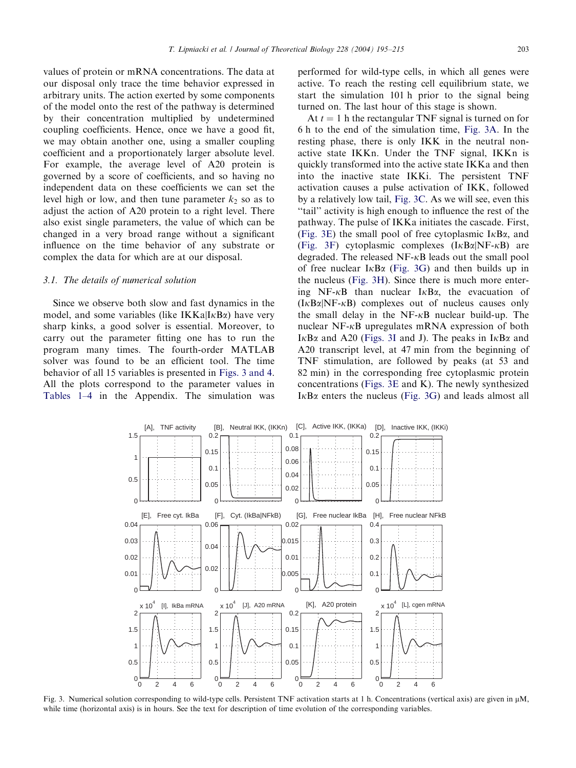values of protein or mRNA concentrations. The data at our disposal only trace the time behavior expressed in arbitrary units. The action exerted by some components of the model onto the rest of the pathway is determined by their concentration multiplied by undetermined coupling coefficients. Hence, once we have a good fit, we may obtain another one, using a smaller coupling coefficient and a proportionately larger absolute level. For example, the average level of A20 protein is governed by a score of coefficients, and so having no independent data on these coefficients we can set the level high or low, and then tune parameter $k_2$ so as to adjust the action of A20 protein to a right level. There also exist single parameters, the value of which can be changed in a very broad range without a significant influence on the time behavior of any substrate or complex the data for which are at our disposal.

### 3.1. The details of numerical solution

Since we observe both slow and fast dynamics in the model, and some variables (like IKKa|IκBα) have very sharp kinks, a good solver is essential. Moreover, to carry out the parameter fitting one has to run the program many times. The fourth-order MATLAB solver was found to be an efficient tool. The time behavior of all 15 variables is presented in Figs. 3 and 4. All the plots correspond to the parameter values in Tables 1–4 in the Appendix. The simulation was performed for wild-type cells, in which all genes were active. To reach the resting cell equilibrium state, we start the simulation 101 h prior to the signal being turned on. The last hour of this stage is shown.

At $t = 1$ h the rectangular TNF signal is turned on for 6 h to the end of the simulation time, Fig. 3A. In the resting phase, there is only IKK in the neutral non-active state IKKn. Under the TNF signal, IKKn is quickly transformed into the active state IKKa and then into the inactive state IKKi. The persistent TNF activation causes a pulse activation of IKK, followed by a relatively low tail, Fig. 3C. As we will see, even this "tail" activity is high enough to influence the rest of the pathway. The pulse of IKKa initiates the cascade. First, (Fig. 3E) the small pool of free cytoplasmic IκBα, and (Fig. 3F) cytoplasmic complexes (IκBα|NF-κB) are degraded. The released NF-κB leads out the small pool of free nuclear IκBα (Fig. 3G) and then builds up in the nucleus (Fig. 3H). Since there is much more entering NF-κB than nuclear IκBα, the evacuation of (IκBα|NF-κB) complexes out of nucleus causes only the small delay in the NF-κB nuclear build-up. The nuclear NF-κB upregulates mRNA expression of both IκBα and A20 (Figs. 3I and J). The peaks in IκBα and A20 transcript level, at 47 min from the beginning of TNF stimulation, are followed by peaks (at 53 and 82 min) in the corresponding free cytoplasmic protein concentrations (Figs. 3E and K). The newly synthesized IκBα enters the nucleus (Fig. 3G) and leads almost all

Fig. 3. Numerical solution corresponding to wild-type cells. Persistent TNF activation starts at 1 h. Concentrations (vertical axis) are given in μM, while time (horizontal axis) is in hours. See the text for description of time evolution of the corresponding variables.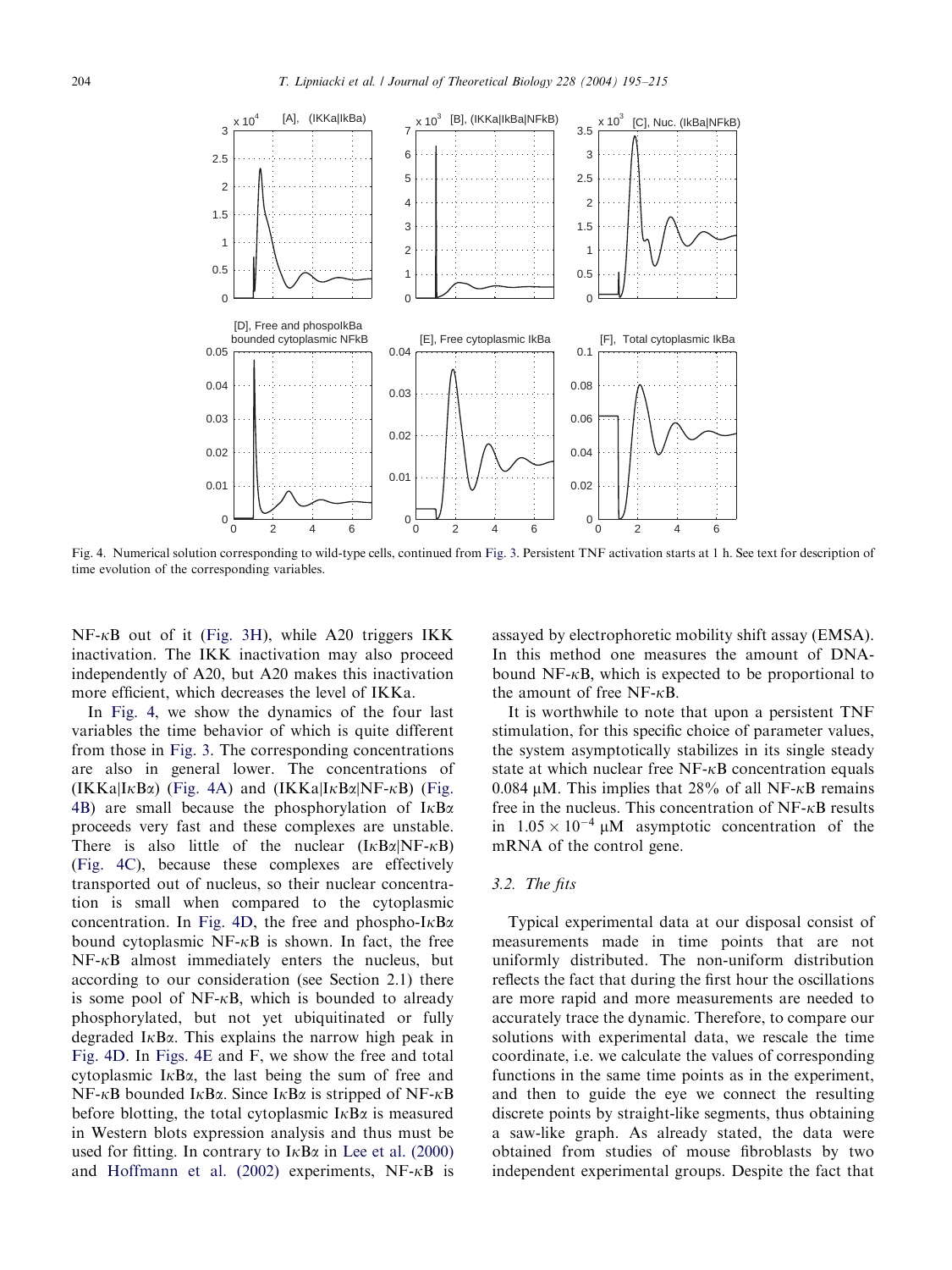Fig. 4. Numerical solution corresponding to wild-type cells, continued from Fig. 3. Persistent TNF activation starts at 1 h. See text for description of time evolution of the corresponding variables.

NF-κB out of it (Fig. 3H), while A20 triggers IKK inactivation. The IKK inactivation may also proceed independently of A20, but A20 makes this inactivation more efficient, which decreases the level of IKKa.

In Fig. 4, we show the dynamics of the four last variables the time behavior of which is quite different from those in Fig. 3. The corresponding concentrations are also in general lower. The concentrations of (IKKa|IκBα) (Fig. 4A) and (IKKa|IκBα|NF-κB) (Fig. 4B) are small because the phosphorylation of IκBα proceeds very fast and these complexes are unstable. There is also little of the nuclear (IκBα|NF-κB) (Fig. 4C), because these complexes are effectively transported out of nucleus, so their nuclear concentration is small when compared to the cytoplasmic concentration. In Fig. 4D, the free and phospho-IκBα bound cytoplasmic NF-κB is shown. In fact, the free NF-κB almost immediately enters the nucleus, but according to our consideration (see Section 2.1) there is some pool of NF-κB, which is bounded to already phosphorylated, but not yet ubiquitinated or fully degraded IκBα. This explains the narrow high peak in Fig. 4D. In Figs. 4E and F, we show the free and total cytoplasmic IκBα, the last being the sum of free and NF-κB bounded IκBα. Since IκBα is stripped of NF-κB before blotting, the total cytoplasmic IκBα is measured in Western blots expression analysis and thus must be used for fitting. In contrary to IκBα in Lee et al. (2000) and Hoffmann et al. (2002) experiments, NF-κB is assayed by electrophoretic mobility shift assay (EMSA). In this method one measures the amount of DNA-bound NF-κB, which is expected to be proportional to the amount of free NF-κB.

It is worthwhile to note that upon a persistent TNF stimulation, for this specific choice of parameter values, the system asymptotically stabilizes in its single steady state at which nuclear free NF-κB concentration equals 0.084 μM. This implies that 28% of all NF-κB remains free in the nucleus. This concentration of NF-κB results in $1.05 \times 10^{-4}$ μM asymptotic concentration of the mRNA of the control gene.

### 3.2. The fits

Typical experimental data at our disposal consist of measurements made in time points that are not uniformly distributed. The non-uniform distribution reflects the fact that during the first hour the oscillations are more rapid and more measurements are needed to accurately trace the dynamic. Therefore, to compare our solutions with experimental data, we rescale the time coordinate, i.e. we calculate the values of corresponding functions in the same time points as in the experiment, and then to guide the eye we connect the resulting discrete points by straight-like segments, thus obtaining a saw-like graph. As already stated, the data were obtained from studies of mouse fibroblasts by two independent experimental groups. Despite the fact that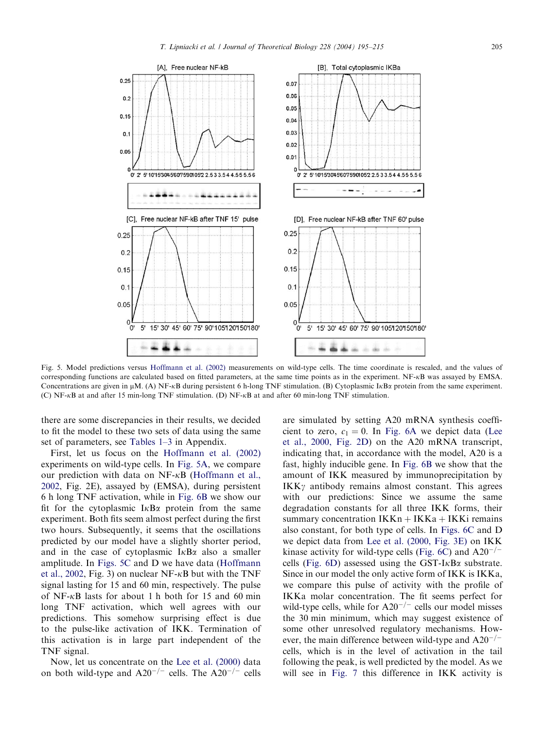Fig. 5. Model predictions versus Hoffmann et al. (2002) measurements on wild-type cells. The time coordinate is rescaled, and the values of corresponding functions are calculated based on fitted parameters, at the same time points as in the experiment. NF-κB was assayed by EMSA. Concentrations are given in μM. (A) NF-κB during persistent 6 h-long TNF stimulation. (B) Cytoplasmic IκBα protein from the same experiment. (C) NF-κB at and after 15 min-long TNF stimulation. (D) NF-κB at and after 60 min-long TNF stimulation.

there are some discrepancies in their results, we decided to fit the model to these two sets of data using the same set of parameters, see Tables 1–3 in Appendix.

First, let us focus on the Hoffmann et al. (2002) experiments on wild-type cells. In Fig. 5A, we compare our prediction with data on NF-κB (Hoffmann et al., 2002, Fig. 2E), assayed by (EMSA), during persistent 6 h long TNF activation, while in Fig. 6B we show our fit for the cytoplasmic IκBα protein from the same experiment. Both fits seem almost perfect during the first two hours. Subsequently, it seems that the oscillations predicted by our model have a slightly shorter period, and in the case of cytoplasmic IκBα also a smaller amplitude. In Figs. 5C and D we have data (Hoffmann et al., 2002, Fig. 3) on nuclear NF-κB but with the TNF signal lasting for 15 and 60 min, respectively. The pulse of NF-κB lasts for about 1 h both for 15 and 60 min long TNF activation, which well agrees with our predictions. This somehow surprising effect is due to the pulse-like activation of IKK. Termination of this activation is in large part independent of the TNF signal.

Now, let us concentrate on the Lee et al. (2000) data on both wild-type and A20$^{-/-}$ cells. The A20$^{-/-}$ cells are simulated by setting A20 mRNA synthesis coefficient to zero, $c_1 = 0$. In Fig. 6A we depict data (Lee et al., 2000, Fig. 2D) on the A20 mRNA transcript, indicating that, in accordance with the model, A20 is a fast, highly inducible gene. In Fig. 6B we show that the amount of IKK measured by immunoprecipitation by IKKγ antibody remains almost constant. This agrees with our predictions: Since we assume the same degradation constants for all three IKK forms, their summary concentration IKKn + IKKa + IKKi remains also constant, for both type of cells. In Figs. 6C and D we depict data from Lee et al. (2000, Fig. 3E) on IKK kinase activity for wild-type cells (Fig. 6C) and A20$^{-/-}$ cells (Fig. 6D) assessed using the GST-IκBα substrate. Since in our model the only active form of IKK is IKKa, we compare this pulse of activity with the profile of IKKa molar concentration. The fit seems perfect for wild-type cells, while for A20$^{-/-}$ cells our model misses the 30 min minimum, which may suggest existence of some other unresolved regulatory mechanisms. However, the main difference between wild-type and A20$^{-/-}$ cells, which is in the level of activation in the tail following the peak, is well predicted by the model. As we will see in Fig. 7 this difference in IKK activity is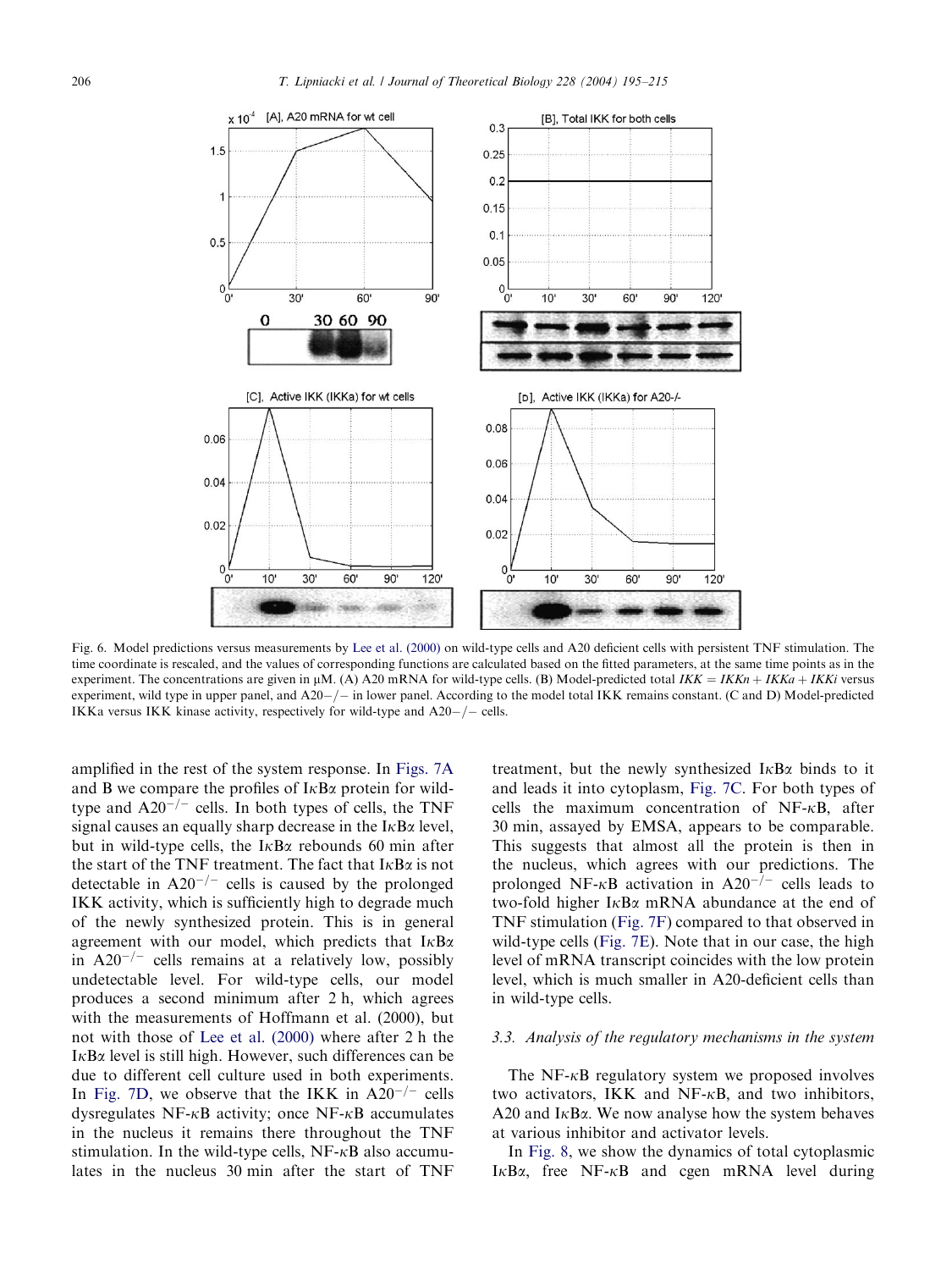Fig. 6. Model predictions versus measurements by Lee et al. (2000) on wild-type cells and A20 deficient cells with persistent TNF stimulation. The time coordinate is rescaled, and the values of corresponding functions are calculated based on the fitted parameters, at the same time points as in the experiment. The concentrations are given in μM. (A) A20 mRNA for wild-type cells. (B) Model-predicted total $IKK = IKKn + IKKa + IKKi$ versus experiment, wild type in upper panel, and A20−/− in lower panel. According to the model total IKK remains constant. (C and D) Model-predicted IKKa versus IKK kinase activity, respectively for wild-type and A20−/− cells.

amplified in the rest of the system response. In Figs. 7A and B we compare the profiles of IκBα protein for wild-type and $A20^{-/-}$ cells. In both types of cells, the TNF signal causes an equally sharp decrease in the IκBα level, but in wild-type cells, the IκBα rebounds 60 min after the start of the TNF treatment. The fact that IκBα is not detectable in $A20^{-/-}$ cells is caused by the prolonged IKK activity, which is sufficiently high to degrade much of the newly synthesized protein. This is in general agreement with our model, which predicts that IκBα in $A20^{-/-}$ cells remains at a relatively low, possibly undetectable level. For wild-type cells, our model produces a second minimum after 2 h, which agrees with the measurements of Hoffmann et al. (2000), but not with those of Lee et al. (2000) where after 2 h the IκBα level is still high. However, such differences can be due to different cell culture used in both experiments. In Fig. 7D, we observe that the IKK in $A20^{-/-}$ cells dysregulates NF-κB activity; once NF-κB accumulates in the nucleus it remains there throughout the TNF stimulation. In the wild-type cells, NF-κB also accumulates in the nucleus 30 min after the start of TNF treatment, but the newly synthesized IκBα binds to it and leads it into cytoplasm, Fig. 7C. For both types of cells the maximum concentration of NF-κB, after 30 min, assayed by EMSA, appears to be comparable. This suggests that almost all the protein is then in the nucleus, which agrees with our predictions. The prolonged NF-κB activation in $A20^{-/-}$ cells leads to two-fold higher IκBα mRNA abundance at the end of TNF stimulation (Fig. 7F) compared to that observed in wild-type cells (Fig. 7E). Note that in our case, the high level of mRNA transcript coincides with the low protein level, which is much smaller in A20-deficient cells than in wild-type cells.

### 3.3. Analysis of the regulatory mechanisms in the system

The NF-κB regulatory system we proposed involves two activators, IKK and NF-κB, and two inhibitors, A20 and IκBα. We now analyse how the system behaves at various inhibitor and activator levels.

In Fig. 8, we show the dynamics of total cytoplasmic IκBα, free NF-κB and cgen mRNA level during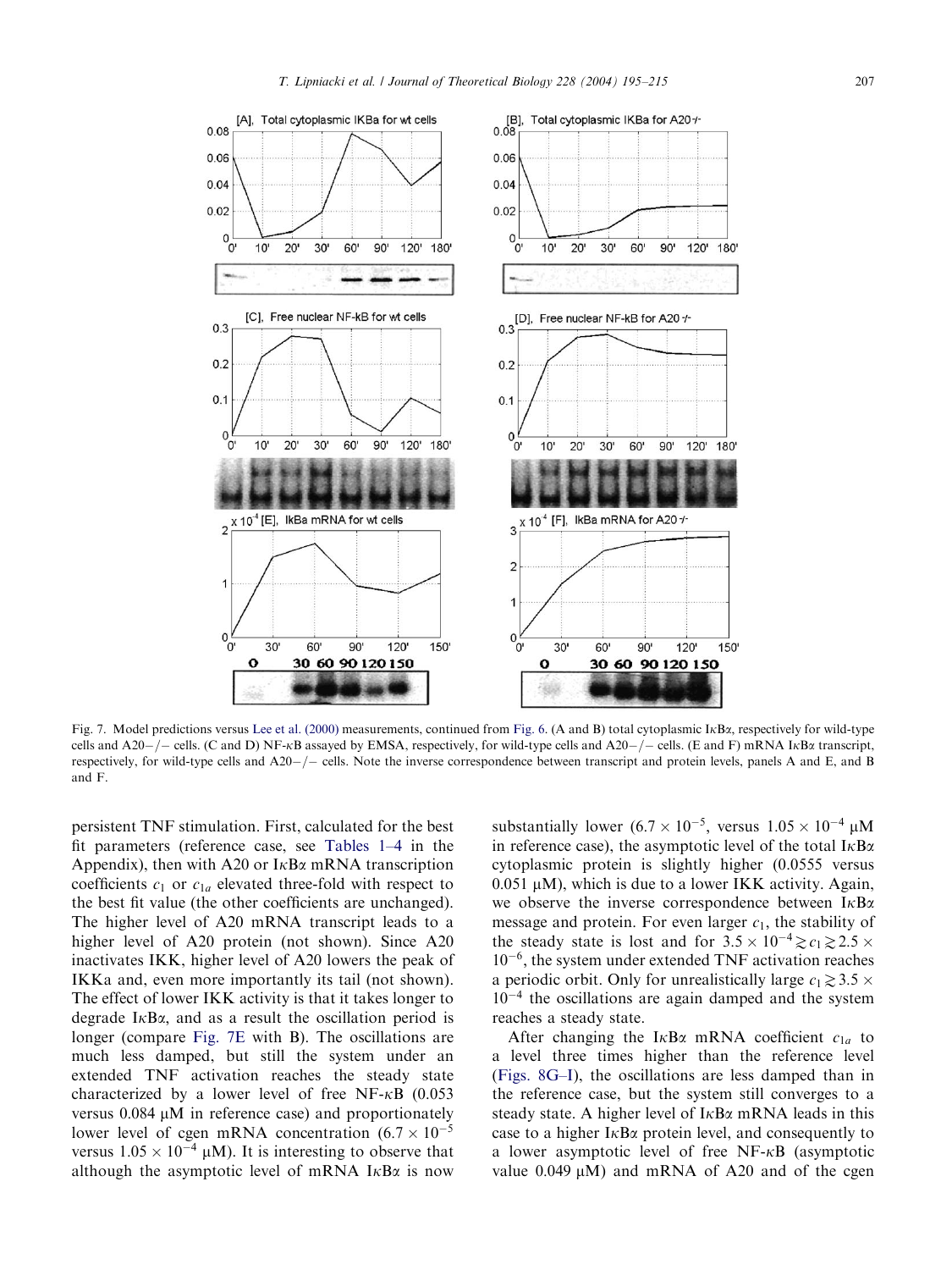Fig. 7. Model predictions versus Lee et al. (2000) measurements, continued from Fig. 6. (A and B) total cytoplasmic IκBα, respectively for wild-type cells and A20−/− cells. (C and D) NF-κB assayed by EMSA, respectively, for wild-type cells and A20−/− cells. (E and F) mRNA IκBα transcript, respectively, for wild-type cells and A20−/− cells. Note the inverse correspondence between transcript and protein levels, panels A and E, and B and F.

persistent TNF stimulation. First, calculated for the best fit parameters (reference case, see Tables 1–4 in the Appendix), then with A20 or IκBα mRNA transcription coefficients $c_1$ or $c_{1a}$ elevated three-fold with respect to the best fit value (the other coefficients are unchanged). The higher level of A20 mRNA transcript leads to a higher level of A20 protein (not shown). Since A20 inactivates IKK, higher level of A20 lowers the peak of IKKa and, even more importantly its tail (not shown). The effect of lower IKK activity is that it takes longer to degrade IκBα, and as a result the oscillation period is longer (compare Fig. 7E with B). The oscillations are much less damped, but still the system under an extended TNF activation reaches the steady state characterized by a lower level of free NF-κB (0.053 versus 0.084 μM in reference case) and proportionately lower level of cgen mRNA concentration ($6.7 \times 10^{-5}$ versus $1.05 \times 10^{-4}$ μM). It is interesting to observe that although the asymptotic level of mRNA IκBα is now substantially lower ($6.7 \times 10^{-5}$, versus $1.05 \times 10^{-4}$ μM in reference case), the asymptotic level of the total IκBα cytoplasmic protein is slightly higher (0.0555 versus 0.051 μM), which is due to a lower IKK activity. Again, we observe the inverse correspondence between IκBα message and protein. For even larger $c_1$, the stability of the steady state is lost and for $3.5 \times 10^{-4} \gtrsim c_1 \gtrsim 2.5 \times 10^{-6}$, the system under extended TNF activation reaches a periodic orbit. Only for unrealistically large $c_1 \gtrsim 3.5 \times 10^{-4}$ the oscillations are again damped and the system reaches a steady state.

After changing the IκBα mRNA coefficient $c_{1a}$ to a level three times higher than the reference level (Figs. 8G–I), the oscillations are less damped than in the reference case, but the system still converges to a steady state. A higher level of IκBα mRNA leads in this case to a higher IκBα protein level, and consequently to a lower asymptotic level of free NF-κB (asymptotic value 0.049 μM) and mRNA of A20 and of the cgen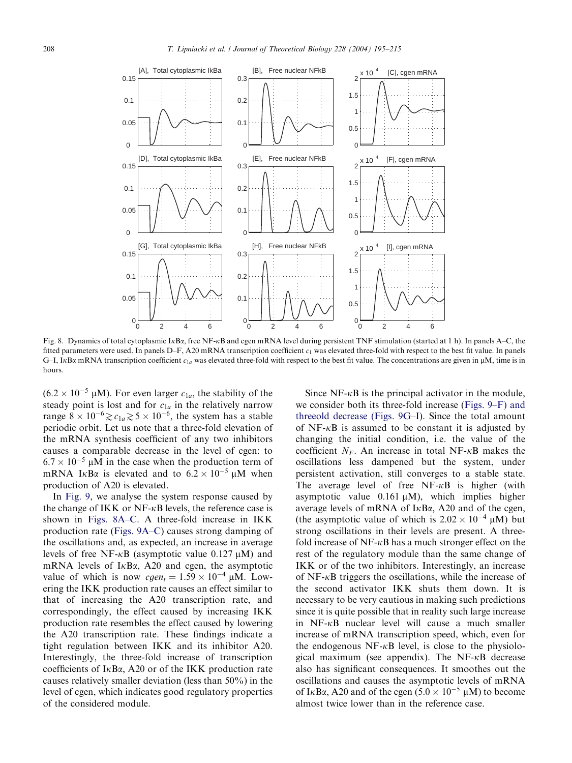Fig. 8. Dynamics of total cytoplasmic IκBα, free NF-κB and cgen mRNA level during persistent TNF stimulation (started at 1 h). In panels A–C, the fitted parameters were used. In panels D–F, A20 mRNA transcription coefficient $c_1$ was elevated three-fold with respect to the best fit value. In panels G–I, IκBα mRNA transcription coefficient $c_{1a}$ was elevated three-fold with respect to the best fit value. The concentrations are given in μM, time is in hours.

($6.2 \times 10^{-5}$ μM). For even larger $c_{1a}$, the stability of the steady point is lost and for $c_{1a}$ in the relatively narrow range $8 \times 10^{-6} \gtrsim c_{1a} \gtrsim 5 \times 10^{-6}$, the system has a stable periodic orbit. Let us note that a three-fold elevation of the mRNA synthesis coefficient of any two inhibitors causes a comparable decrease in the level of cgen: to $6.7 \times 10^{-5}$ μM in the case when the production term of mRNA IκBα is elevated and to $6.2 \times 10^{-5}$ μM when production of A20 is elevated.

In Fig. 9, we analyse the system response caused by the change of IKK or NF-κB levels, the reference case is shown in Figs. 8A–C. A three-fold increase in IKK production rate (Figs. 9A–C) causes strong damping of the oscillations and, as expected, an increase in average levels of free NF-κB (asymptotic value 0.127 μM) and mRNA levels of IκBα, A20 and cgen, the asymptotic value of which is now $cgen_t = 1.59 \times 10^{-4}$ μM. Lowering the IKK production rate causes an effect similar to that of increasing the A20 transcription rate, and correspondingly, the effect caused by increasing IKK production rate resembles the effect caused by lowering the A20 transcription rate. These findings indicate a tight regulation between IKK and its inhibitor A20. Interestingly, the three-fold increase of transcription coefficients of IκBα, A20 or of the IKK production rate causes relatively smaller deviation (less than 50%) in the level of cgen, which indicates good regulatory properties of the considered module.

Since NF-κB is the principal activator in the module, we consider both its three-fold increase (Figs. 9–F) and threeold decrease (Figs. 9G–I). Since the total amount of NF-κB is assumed to be constant it is adjusted by changing the initial condition, i.e. the value of the coefficient $N_F$. An increase in total NF-κB makes the oscillations less dampened but the system, under persistent activation, still converges to a stable state. The average level of free NF-κB is higher (with asymptotic value 0.161 μM), which implies higher average levels of mRNA of IκBα, A20 and of the cgen, (the asymptotic value of which is $2.02 \times 10^{-4}$ μM) but strong oscillations in their levels are present. A three-fold increase of NF-κB has a much stronger effect on the rest of the regulatory module than the same change of IKK or of the two inhibitors. Interestingly, an increase of NF-κB triggers the oscillations, while the increase of the second activator IKK shuts them down. It is necessary to be very cautious in making such predictions since it is quite possible that in reality such large increase in NF-κB nuclear level will cause a much smaller increase of mRNA transcription speed, which, even for the endogenous NF-κB level, is close to the physiological maximum (see appendix). The NF-κB decrease also has significant consequences. It smoothes out the oscillations and causes the asymptotic levels of mRNA of IκBα, A20 and of the cgen ($5.0 \times 10^{-5}$ μM) to become almost twice lower than in the reference case.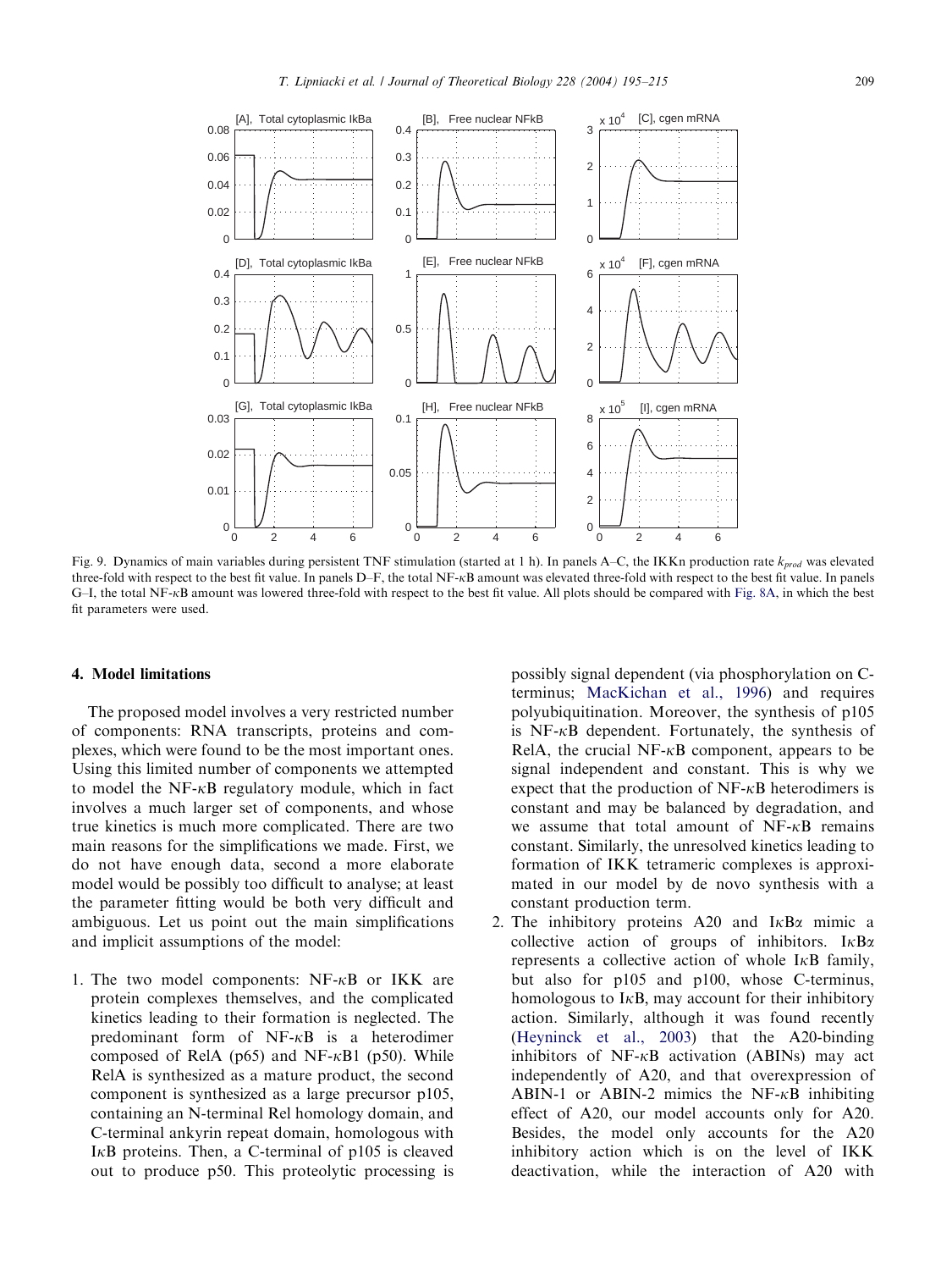Fig. 9. Dynamics of main variables during persistent TNF stimulation (started at 1 h). In panels A–C, the IKKn production rate $k_{prod}$ was elevated three-fold with respect to the best fit value. In panels D–F, the total NF-κB amount was elevated three-fold with respect to the best fit value. In panels G–I, the total NF-κB amount was lowered three-fold with respect to the best fit value. All plots should be compared with Fig. 8A, in which the best fit parameters were used.

## 4. Model limitations

The proposed model involves a very restricted number of components: RNA transcripts, proteins and complexes, which were found to be the most important ones. Using this limited number of components we attempted to model the NF-κB regulatory module, which in fact involves a much larger set of components, and whose true kinetics is much more complicated. There are two main reasons for the simplifications we made. First, we do not have enough data, second a more elaborate model would be possibly too difficult to analyse; at least the parameter fitting would be both very difficult and ambiguous. Let us point out the main simplifications and implicit assumptions of the model:

1. The two model components: NF-κB or IKK are protein complexes themselves, and the complicated kinetics leading to their formation is neglected. The predominant form of NF-κB is a heterodimer composed of RelA (p65) and NF-κB1 (p50). While RelA is synthesized as a mature product, the second component is synthesized as a large precursor p105, containing an N-terminal Rel homology domain, and C-terminal ankyrin repeat domain, homologous with IκB proteins. Then, a C-terminal of p105 is cleaved out to produce p50. This proteolytic processing is possibly signal dependent (via phosphorylation on C-terminus; MacKichan et al., 1996) and requires polyubiquitination. Moreover, the synthesis of p105 is NF-κB dependent. Fortunately, the synthesis of RelA, the crucial NF-κB component, appears to be signal independent and constant. This is why we expect that the production of NF-κB heterodimers is constant and may be balanced by degradation, and we assume that total amount of NF-κB remains constant. Similarly, the unresolved kinetics leading to formation of IKK tetrameric complexes is approximated in our model by de novo synthesis with a constant production term.
2. The inhibitory proteins A20 and IκBα mimic a collective action of groups of inhibitors. IκBα represents a collective action of whole IκB family, but also for p105 and p100, whose C-terminus, homologous to IκB, may account for their inhibitory action. Similarly, although it was found recently (Heyninck et al., 2003) that the A20-binding inhibitors of NF-κB activation (ABINs) may act independently of A20, and that overexpression of ABIN-1 or ABIN-2 mimics the NF-κB inhibiting effect of A20, our model accounts only for A20. Besides, the model only accounts for the A20 inhibitory action which is on the level of IKK deactivation, while the interaction of A20 with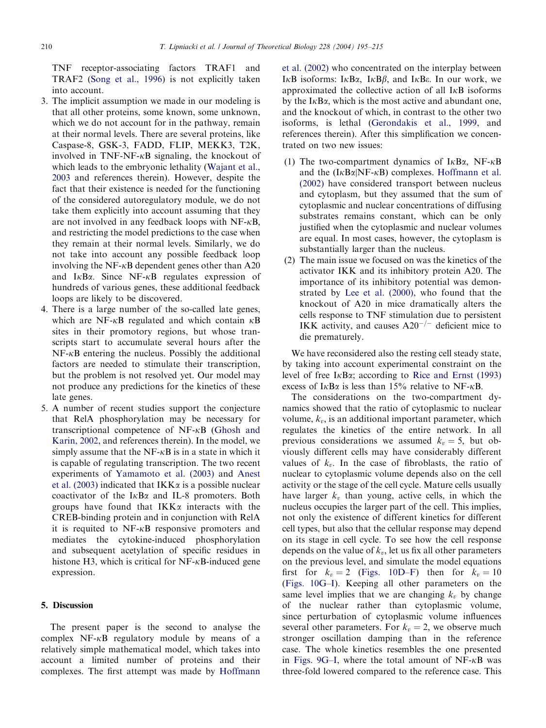TNF receptor-associating factors TRAF1 and TRAF2 (Song et al., 1996) is not explicitly taken into account.

3. The implicit assumption we made in our modeling is that all other proteins, some known, some unknown, which we do not account for in the pathway, remain at their normal levels. There are several proteins, like Caspase-8, GSK-3, FADD, FLIP, MEKK3, T2K, involved in TNF-NF-κB signaling, the knockout of which leads to the embryonic lethality (Wajant et al., 2003 and references therein). However, despite the fact that their existence is needed for the functioning of the considered autoregulatory module, we do not take them explicitly into account assuming that they are not involved in any feedback loops with NF-κB, and restricting the model predictions to the case when they remain at their normal levels. Similarly, we do not take into account any possible feedback loop involving the NF-κB dependent genes other than A20 and IκBα. Since NF-κB regulates expression of hundreds of various genes, these additional feedback loops are likely to be discovered.
4. There is a large number of the so-called late genes, which are NF-κB regulated and which contain κB sites in their promotory regions, but whose transcripts start to accumulate several hours after the NF-κB entering the nucleus. Possibly the additional factors are needed to stimulate their transcription, but the problem is not resolved yet. Our model may not produce any predictions for the kinetics of these late genes.
5. A number of recent studies support the conjecture that RelA phosphorylation may be necessary for transcriptional competence of NF-κB (Ghosh and Karin, 2002, and references therein). In the model, we simply assume that the NF-κB is in a state in which it is capable of regulating transcription. The two recent experiments of Yamamoto et al. (2003) and Anest et al. (2003) indicated that IKKα is a possible nuclear coactivator of the IκBα and IL-8 promoters. Both groups have found that IKKα interacts with the CREB-binding protein and in conjunction with RelA it is requited to NF-κB responsive promoters and mediates the cytokine-induced phosphorylation and subsequent acetylation of specific residues in histone H3, which is critical for NF-κB-induced gene expression.

## 5. Discussion

The present paper is the second to analyse the complex NF-κB regulatory module by means of a relatively simple mathematical model, which takes into account a limited number of proteins and their complexes. The first attempt was made by Hoffmann et al. (2002) who concentrated on the interplay between IκB isoforms: IκBα, IκBβ, and IκBε. In our work, we approximated the collective action of all IκB isoforms by the IκBα, which is the most active and abundant one, and the knockout of which, in contrast to the other two isoforms, is lethal (Gerondakis et al., 1999, and references therein). After this simplification we concentrated on two new issues:

(1) The two-compartment dynamics of IκBα, NF-κB and the (IκBα|NF-κB) complexes. Hoffmann et al. (2002) have considered transport between nucleus and cytoplasm, but they assumed that the sum of cytoplasmic and nuclear concentrations of diffusing substrates remains constant, which can be only justified when the cytoplasmic and nuclear volumes are equal. In most cases, however, the cytoplasm is substantially larger than the nucleus.

(2) The main issue we focused on was the kinetics of the activator IKK and its inhibitory protein A20. The importance of its inhibitory potential was demonstrated by Lee et al. (2000), who found that the knockout of A20 in mice dramatically alters the cells response to TNF stimulation due to persistent IKK activity, and causes $A20^{-/-}$ deficient mice to die prematurely.

We have reconsidered also the resting cell steady state, by taking into account experimental constraint on the level of free IκBα; according to Rice and Ernst (1993) excess of IκBα is less than 15% relative to NF-κB.

The considerations on the two-compartment dynamics showed that the ratio of cytoplasmic to nuclear volume, $k_v$, is an additional important parameter, which regulates the kinetics of the entire network. In all previous considerations we assumed $k_v = 5$, but obviously different cells may have considerably different values of $k_v$. In the case of fibroblasts, the ratio of nuclear to cytoplasmic volume depends also on the cell activity or the stage of the cell cycle. Mature cells usually have larger $k_v$ than young, active cells, in which the nucleus occupies the larger part of the cell. This implies, not only the existence of different kinetics for different cell types, but also that the cellular response may depend on its stage in cell cycle. To see how the cell response depends on the value of $k_v$, let us fix all other parameters on the previous level, and simulate the model equations first for $k_v = 2$ (Figs. 10D–F) then for $k_v = 10$ (Figs. 10G–I). Keeping all other parameters on the same level implies that we are changing $k_v$ by change of the nuclear rather than cytoplasmic volume, since perturbation of cytoplasmic volume influences several other parameters. For $k_v = 2$, we observe much stronger oscillation damping than in the reference case. The whole kinetics resembles the one presented in Figs. 9G–I, where the total amount of NF-κB was three-fold lowered compared to the reference case. This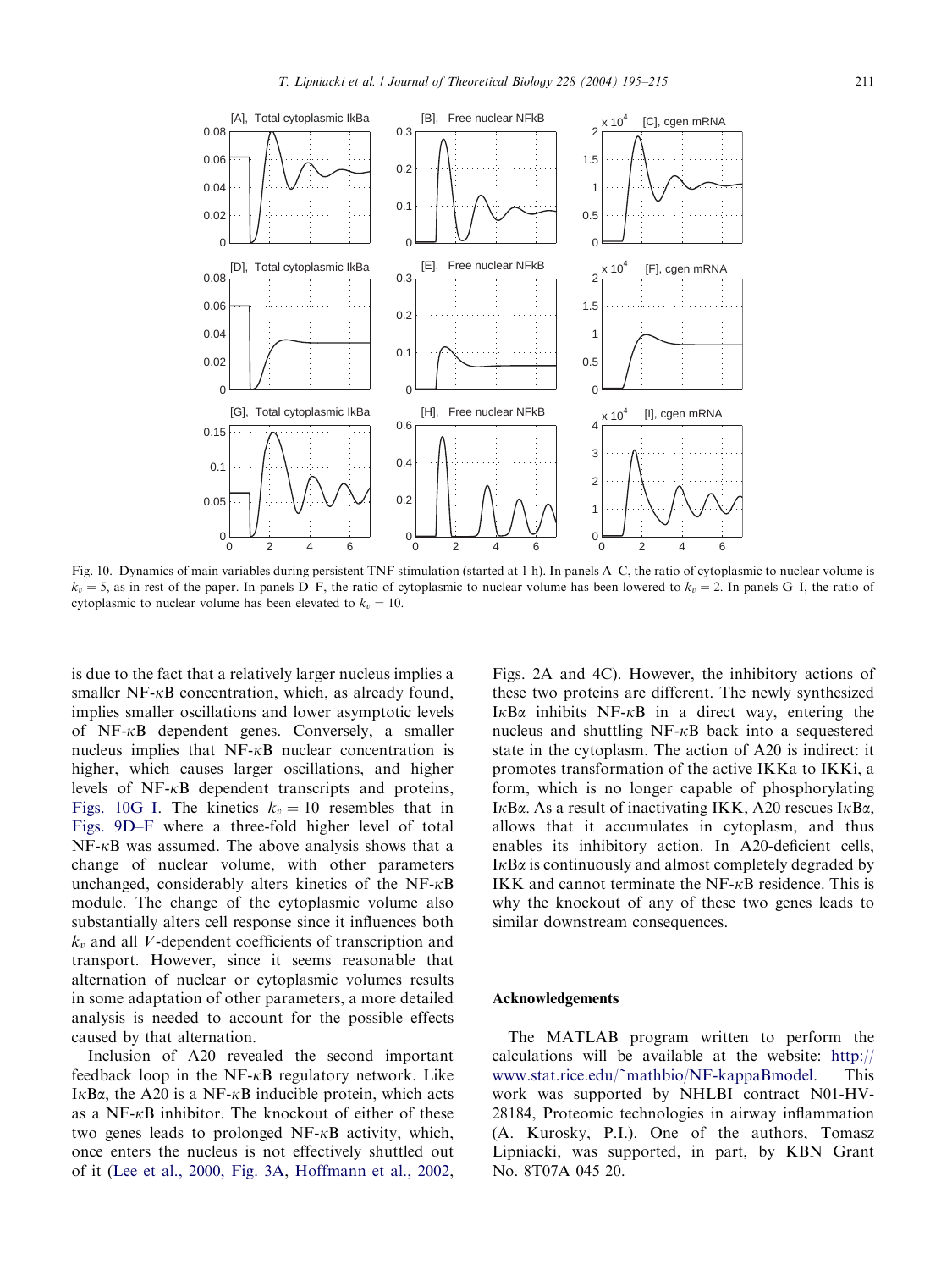Fig. 10. Dynamics of main variables during persistent TNF stimulation (started at 1 h). In panels A–C, the ratio of cytoplasmic to nuclear volume is $k_v = 5$, as in rest of the paper. In panels D–F, the ratio of cytoplasmic to nuclear volume has been lowered to $k_v = 2$. In panels G–I, the ratio of cytoplasmic to nuclear volume has been elevated to $k_v = 10$.

is due to the fact that a relatively larger nucleus implies a smaller NF-κB concentration, which, as already found, implies smaller oscillations and lower asymptotic levels of NF-κB dependent genes. Conversely, a smaller nucleus implies that NF-κB nuclear concentration is higher, which causes larger oscillations, and higher levels of NF-κB dependent transcripts and proteins, Figs. 10G–I. The kinetics $k_v = 10$ resembles that in Figs. 9D–F where a three-fold higher level of total NF-κB was assumed. The above analysis shows that a change of nuclear volume, with other parameters unchanged, considerably alters kinetics of the NF-κB module. The change of the cytoplasmic volume also substantially alters cell response since it influences both $k_v$ and all $V$-dependent coefficients of transcription and transport. However, since it seems reasonable that alternation of nuclear or cytoplasmic volumes results in some adaptation of other parameters, a more detailed analysis is needed to account for the possible effects caused by that alternation.

Inclusion of A20 revealed the second important feedback loop in the NF-κB regulatory network. Like IκBα, the A20 is a NF-κB inducible protein, which acts as a NF-κB inhibitor. The knockout of either of these two genes leads to prolonged NF-κB activity, which, once enters the nucleus is not effectively shuttled out of it (Lee et al., 2000, Fig. 3A, Hoffmann et al., 2002, Figs. 2A and 4C). However, the inhibitory actions of these two proteins are different. The newly synthesized IκBα inhibits NF-κB in a direct way, entering the nucleus and shuttling NF-κB back into a sequestered state in the cytoplasm. The action of A20 is indirect: it promotes transformation of the active IKKa to IKKi, a form, which is no longer capable of phosphorylating IκBα. As a result of inactivating IKK, A20 rescues IκBα, allows that it accumulates in cytoplasm, and thus enables its inhibitory action. In A20-deficient cells, IκBα is continuously and almost completely degraded by IKK and cannot terminate the NF-κB residence. This is why the knockout of any of these two genes leads to similar downstream consequences.

## Acknowledgements

The MATLAB program written to perform the calculations will be available at the website: http://www.stat.rice.edu/~mathbio/NF-kappaBmodel. This work was supported by NHLBI contract N01-HV-28184, Proteomic technologies in airway inflammation (A. Kurosky, P.I.). One of the authors, Tomasz Lipniacki, was supported, in part, by KBN Grant No. 8T07A 045 20.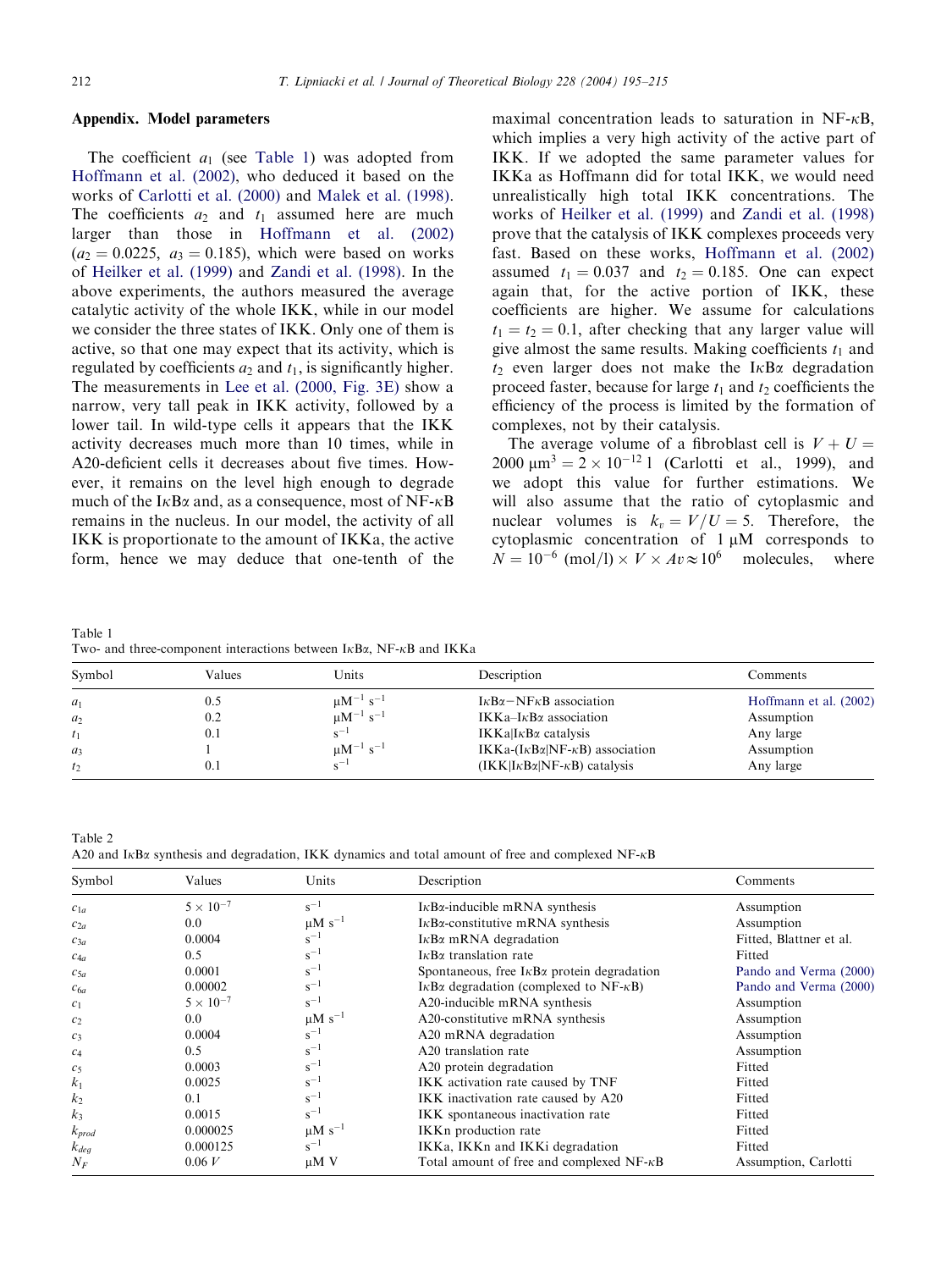## Appendix. Model parameters

The coefficient $a_1$ (see Table 1) was adopted from Hoffmann et al. (2002), who deduced it based on the works of Carlotti et al. (2000) and Malek et al. (1998). The coefficients $a_2$ and $t_1$ assumed here are much larger than those in Hoffmann et al. (2002) ($a_2 = 0.0225$, $a_3 = 0.185$), which were based on works of Heilker et al. (1999) and Zandi et al. (1998). In the above experiments, the authors measured the average catalytic activity of the whole IKK, while in our model we consider the three states of IKK. Only one of them is active, so that one may expect that its activity, which is regulated by coefficients $a_2$ and $t_1$, is significantly higher. The measurements in Lee et al. (2000, Fig. 3E) show a narrow, very tall peak in IKK activity, followed by a lower tail. In wild-type cells it appears that the IKK activity decreases much more than 10 times, while in A20-deficient cells it decreases about five times. However, it remains on the level high enough to degrade much of the IκBα and, as a consequence, most of NF-κB remains in the nucleus. In our model, the activity of all IKK is proportionate to the amount of IKKa, the active form, hence we may deduce that one-tenth of the maximal concentration leads to saturation in NF-κB, which implies a very high activity of the active part of IKK. If we adopted the same parameter values for IKKa as Hoffmann did for total IKK, we would need unrealistically high total IKK concentrations. The works of Heilker et al. (1999) and Zandi et al. (1998) prove that the catalysis of IKK complexes proceeds very fast. Based on these works, Hoffmann et al. (2002) assumed $t_1 = 0.037$ and $t_2 = 0.185$. One can expect again that, for the active portion of IKK, these coefficients are higher. We assume for calculations $t_1 = t_2 = 0.1$, after checking that any larger value will give almost the same results. Making coefficients $t_1$ and $t_2$ even larger does not make the IκBα degradation proceed faster, because for large $t_1$ and $t_2$ coefficients the efficiency of the process is limited by the formation of complexes, not by their catalysis.

The average volume of a fibroblast cell is $V + U = 2000\ \mu m^3 = 2 \times 10^{-12}$ l (Carlotti et al., 1999), and we adopt this value for further estimations. We will also assume that the ratio of cytoplasmic and nuclear volumes is $k_v = V/U = 5$. Therefore, the cytoplasmic concentration of 1 μM corresponds to $N = 10^{-6}\ (\text{mol/l}) \times V \times Av \approx 10^6$ molecules, where

Table 1
Two- and three-component interactions between IκBα, NF-κB and IKKa

| Symbol | Values | Units | Description | Comments |
|---|---|---|---|---|
| $a_1$ | 0.5 | $\mu M^{-1}\ s^{-1}$ | IκBα−NFκB association | Hoffmann et al. (2002) |
| $a_2$ | 0.2 | $\mu M^{-1}\ s^{-1}$ | IKKa–IκBα association | Assumption |
| $t_1$ | 0.1 | $s^{-1}$ | IKKa\|IκBα catalysis | Any large |
| $a_3$ | 1 | $\mu M^{-1}\ s^{-1}$ | IKKa-(IκBα\|NF-κB) association | Assumption |
| $t_2$ | 0.1 | $s^{-1}$ | (IKK\|IκBα\|NF-κB) catalysis | Any large |

Table 2
A20 and IκBα synthesis and degradation, IKK dynamics and total amount of free and complexed NF-κB

| Symbol | Values | Units | Description | Comments |
|---|---|---|---|---|
| $c_{1a}$ | $5 \times 10^{-7}$ | $s^{-1}$ | IκBα-inducible mRNA synthesis | Assumption |
| $c_{2a}$ | 0.0 | $\mu M\ s^{-1}$ | IκBα-constitutive mRNA synthesis | Assumption |
| $c_{3a}$ | 0.0004 | $s^{-1}$ | IκBα mRNA degradation | Fitted, Blattner et al. |
| $c_{4a}$ | 0.5 | $s^{-1}$ | IκBα translation rate | Fitted |
| $c_{5a}$ | 0.0001 | $s^{-1}$ | Spontaneous, free IκBα protein degradation | Pando and Verma (2000) |
| $c_{6a}$ | 0.00002 | $s^{-1}$ | IκBα degradation (complexed to NF-κB) | Pando and Verma (2000) |
| $c_1$ | $5 \times 10^{-7}$ | $s^{-1}$ | A20-inducible mRNA synthesis | Assumption |
| $c_2$ | 0.0 | $\mu M\ s^{-1}$ | A20-constitutive mRNA synthesis | Assumption |
| $c_3$ | 0.0004 | $s^{-1}$ | A20 mRNA degradation | Assumption |
| $c_4$ | 0.5 | $s^{-1}$ | A20 translation rate | Assumption |
| $c_5$ | 0.0003 | $s^{-1}$ | A20 protein degradation | Fitted |
| $k_1$ | 0.0025 | $s^{-1}$ | IKK activation rate caused by TNF | Fitted |
| $k_2$ | 0.1 | $s^{-1}$ | IKK inactivation rate caused by A20 | Fitted |
| $k_3$ | 0.0015 | $s^{-1}$ | IKK spontaneous inactivation rate | Fitted |
| $k_{prod}$ | 0.000025 | $\mu M\ s^{-1}$ | IKKn production rate | Fitted |
| $k_{deg}$ | 0.000125 | $s^{-1}$ | IKKa, IKKn and IKKi degradation | Fitted |
| $N_F$ | $0.06\ V$ | μM V | Total amount of free and complexed NF-κB | Assumption, Carlotti |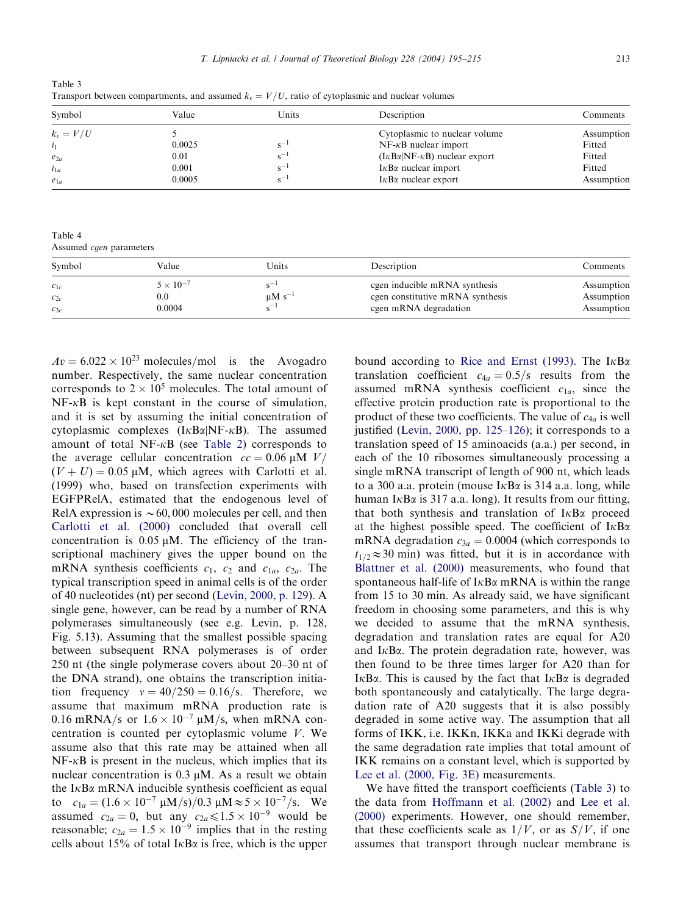Table 3
Transport between compartments, and assumed $k_v = V/U$, ratio of cytoplasmic and nuclear volumes

| Symbol | Value | Units | Description | Comments |
|---|---|---|---|---|
| $k_v = V/U$ | 5 | | Cytoplasmic to nuclear volume | Assumption |
| $i_1$ | 0.0025 | $s^{-1}$ | NF-κB nuclear import | Fitted |
| $e_{2a}$ | 0.01 | $s^{-1}$ | (IκBα\|NF-κB) nuclear export | Fitted |
| $i_{1a}$ | 0.001 | $s^{-1}$ | IκBα nuclear import | Fitted |
| $e_{1a}$ | 0.0005 | $s^{-1}$ | IκBα nuclear export | Assumption |

Table 4
Assumed *cgen* parameters

| Symbol | Value | Units | Description | Comments |
|---|---|---|---|---|
| $c_{1c}$ | $5 \times 10^{-7}$ | $s^{-1}$ | cgen inducible mRNA synthesis | Assumption |
| $c_{2c}$ | 0.0 | $\mu M\ s^{-1}$ | cgen constitutive mRNA synthesis | Assumption |
| $c_{3c}$ | 0.0004 | $s^{-1}$ | cgen mRNA degradation | Assumption |

$Av = 6.022 \times 10^{23}$ molecules/mol is the Avogadro number. Respectively, the same nuclear concentration corresponds to $2 \times 10^5$ molecules. The total amount of NF-κB is kept constant in the course of simulation, and it is set by assuming the initial concentration of cytoplasmic complexes (IκBα|NF-κB). The assumed amount of total NF-κB (see Table 2) corresponds to the average cellular concentration $cc = 0.06\ \mu M\ V/(V+U) = 0.05\ \mu M$, which agrees with Carlotti et al. (1999) who, based on transfection experiments with EGFPRelA, estimated that the endogenous level of RelA expression is ~60,000 molecules per cell, and then Carlotti et al. (2000) concluded that overall cell concentration is 0.05 μM. The efficiency of the transcriptional machinery gives the upper bound on the mRNA synthesis coefficients $c_1$, $c_2$ and $c_{1a}$, $c_{2a}$. The typical transcription speed in animal cells is of the order of 40 nucleotides (nt) per second (Levin, 2000, p. 129). A single gene, however, can be read by a number of RNA polymerases simultaneously (see e.g. Levin, p. 128, Fig. 5.13). Assuming that the smallest possible spacing between subsequent RNA polymerases is of order 250 nt (the single polymerase covers about 20–30 nt of the DNA strand), one obtains the transcription initiation frequency $v = 40/250 = 0.16/s$. Therefore, we assume that maximum mRNA production rate is 0.16 mRNA/s or $1.6 \times 10^{-7}\ \mu M/s$, when mRNA concentration is counted per cytoplasmic volume $V$. We assume also that this rate may be attained when all NF-κB is present in the nucleus, which implies that its nuclear concentration is 0.3 μM. As a result we obtain the IκBα mRNA inducible synthesis coefficient as equal to $c_{1a} = (1.6 \times 10^{-7}\ \mu M/s)/0.3\ \mu M \approx 5 \times 10^{-7}/s$. We assumed $c_{2a} = 0$, but any $c_{2a} \leqslant 1.5 \times 10^{-9}$ would be reasonable; $c_{2a} = 1.5 \times 10^{-9}$ implies that in the resting cells about 15% of total IκBα is free, which is the upper bound according to Rice and Ernst (1993). The IκBα translation coefficient $c_{4a} = 0.5/s$ results from the assumed mRNA synthesis coefficient $c_{1a}$, since the effective protein production rate is proportional to the product of these two coefficients. The value of $c_{4a}$ is well justified (Levin, 2000, pp. 125–126); it corresponds to a translation speed of 15 aminoacids (a.a.) per second, in each of the 10 ribosomes simultaneously processing a single mRNA transcript of length of 900 nt, which leads to a 300 a.a. protein (mouse IκBα is 314 a.a. long, while human IκBα is 317 a.a. long). It results from our fitting, that both synthesis and translation of IκBα proceed at the highest possible speed. The coefficient of IκBα mRNA degradation $c_{3a} = 0.0004$ (which corresponds to $t_{1/2} \approx 30$ min) was fitted, but it is in accordance with Blattner et al. (2000) measurements, who found that spontaneous half-life of IκBα mRNA is within the range from 15 to 30 min. As already said, we have significant freedom in choosing some parameters, and this is why we decided to assume that the mRNA synthesis, degradation and translation rates are equal for A20 and IκBα. The protein degradation rate, however, was then found to be three times larger for A20 than for IκBα. This is caused by the fact that IκBα is degraded both spontaneously and catalytically. The large degradation rate of A20 suggests that it is also possibly degraded in some active way. The assumption that all forms of IKK, i.e. IKKn, IKKa and IKKi degrade with the same degradation rate implies that total amount of IKK remains on a constant level, which is supported by Lee et al. (2000, Fig. 3E) measurements.

We have fitted the transport coefficients (Table 3) to the data from Hoffmann et al. (2002) and Lee et al. (2000) experiments. However, one should remember, that these coefficients scale as $1/V$, or as $S/V$, if one assumes that transport through nuclear membrane is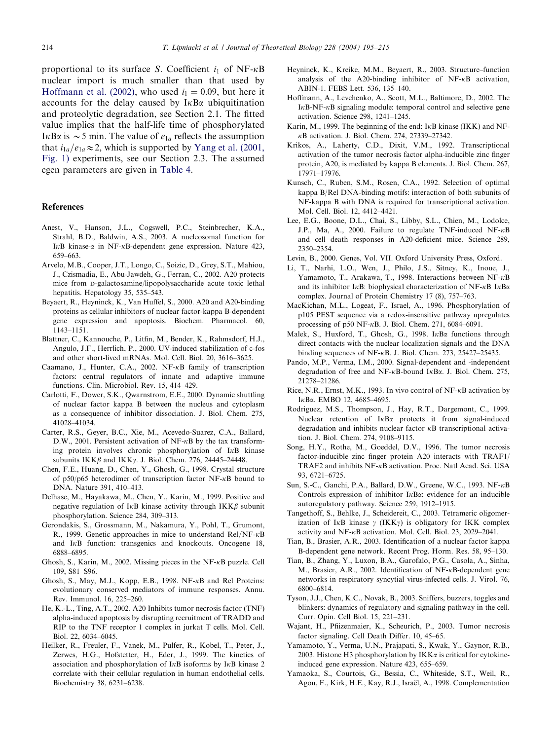proportional to its surface $S$. Coefficient $i_1$ of NF-κB nuclear import is much smaller than that used by Hoffmann et al. (2002), who used $i_1 = 0.09$, but here it accounts for the delay caused by IκBα ubiquitination and proteolytic degradation, see Section 2.1. The fitted value implies that the half-life time of phosphorylated IκBα is ~5 min. The value of $e_{1a}$ reflects the assumption that $i_{1a}/e_{1a} \approx 2$, which is supported by Yang et al. (2001, Fig. 1) experiments, see our Section 2.3. The assumed cgen parameters are given in Table 4.

## References

Anest, V., Hanson, J.L., Cogswell, P.C., Steinbrecher, K.A., Strahl, B.D., Baldwin, A.S., 2003. A nucleosomal function for IκB kinase-α in NF-κB-dependent gene expression. Nature 423, 659–663.

Arvelo, M.B., Cooper, J.T., Longo, C., Soizic, D., Grey, S.T., Mahiou, J., Czismadia, E., Abu-Jawdeh, G., Ferran, C., 2002. A20 protects mice from D-galactosamine/lipopolysaccharide acute toxic lethal hepatitis. Hepatology 35, 535–543.

Beyaert, R., Heyninck, K., Van Huffel, S., 2000. A20 and A20-binding proteins as cellular inhibitors of nuclear factor-kappa B-dependent gene expression and apoptosis. Biochem. Pharmacol. 60, 1143–1151.

Blattner, C., Kannouche, P., Litfin, M., Bender, K., Rahmsdorf, H.J., Angulo, J.F., Herrlich, P., 2000. UV-induced stabilization of c-fos and other short-lived mRNAs. Mol. Cell. Biol. 20, 3616–3625.

Caamano, J., Hunter, C.A., 2002. NF-κB family of transcription factors: central regulators of innate and adaptive immune functions. Clin. Microbiol. Rev. 15, 414–429.

Carlotti, F., Dower, S.K., Qwarnstrom, E.E., 2000. Dynamic shuttling of nuclear factor kappa B between the nucleus and cytoplasm as a consequence of inhibitor dissociation. J. Biol. Chem. 275, 41028–41034.

Carter, R.S., Geyer, B.C., Xie, M., Acevedo-Suarez, C.A., Ballard, D.W., 2001. Persistent activation of NF-κB by the tax transforming protein involves chronic phosphorylation of IκB kinase subunits IKKβ and IKKγ. J. Biol. Chem. 276, 24445–24448.

Chen, F.E., Huang, D., Chen, Y., Ghosh, G., 1998. Crystal structure of p50/p65 heterodimer of transcription factor NF-κB bound to DNA. Nature 391, 410–413.

Delhase, M., Hayakawa, M., Chen, Y., Karin, M., 1999. Positive and negative regulation of IκB kinase activity through IKKβ subunit phosphorylation. Science 284, 309–313.

Gerondakis, S., Grossmann, M., Nakamura, Y., Pohl, T., Grumont, R., 1999. Genetic approaches in mice to understand Rel/NF-κB and IκB function: transgenics and knockouts. Oncogene 18, 6888–6895.

Ghosh, S., Karin, M., 2002. Missing pieces in the NF-κB puzzle. Cell 109, S81–S96.

Ghosh, S., May, M.J., Kopp, E.B., 1998. NF-κB and Rel Proteins: evolutionary conserved mediators of immune responses. Annu. Rev. Immunol. 16, 225–260.

He, K.-L., Ting, A.T., 2002. A20 Inhibits tumor necrosis factor (TNF) alpha-induced apoptosis by disrupting recruitment of TRADD and RIP to the TNF receptor 1 complex in jurkat T cells. Mol. Cell. Biol. 22, 6034–6045.

Heilker, R., Freuler, F., Vanek, M., Pulfer, R., Kobel, T., Peter, J., Zerwes, H.G., Hofstetter, H., Eder, J., 1999. The kinetics of association and phosphorylation of IκB isoforms by IκB kinase 2 correlate with their cellular regulation in human endothelial cells. Biochemistry 38, 6231–6238.

Heyninck, K., Kreike, M.M., Beyaert, R., 2003. Structure–function analysis of the A20-binding inhibitor of NF-κB activation, ABIN-1. FEBS Lett. 536, 135–140.

Hoffmann, A., Levchenko, A., Scott, M.L., Baltimore, D., 2002. The IκB-NF-κB signaling module: temporal control and selective gene activation. Science 298, 1241–1245.

Karin, M., 1999. The beginning of the end: IκB kinase (IKK) and NF-κB activation. J. Biol. Chem. 274, 27339–27342.

Krikos, A., Laherty, C.D., Dixit, V.M., 1992. Transcriptional activation of the tumor necrosis factor alpha-inducible zinc finger protein, A20, is mediated by kappa B elements. J. Biol. Chem. 267, 17971–17976.

Kunsch, C., Ruben, S.M., Rosen, C.A., 1992. Selection of optimal kappa B/Rel DNA-binding motifs: interaction of both subunits of NF-kappa B with DNA is required for transcriptional activation. Mol. Cell. Biol. 12, 4412–4421.

Lee, E.G., Boone, D.L., Chai, S., Libby, S.L., Chien, M., Lodolce, J.P., Ma, A., 2000. Failure to regulate TNF-induced NF-κB and cell death responses in A20-deficient mice. Science 289, 2350–2354.

Levin, B., 2000. Genes, Vol. VII. Oxford University Press, Oxford.

Li, T., Narhi, L.O., Wen, J., Philo, J.S., Sitney, K., Inoue, J., Yamamoto, T., Arakawa, T., 1998. Interactions between NF-κB and its inhibitor IκB: biophysical characterization of NF-κB IκBα complex. Journal of Protein Chemistry 17 (8), 757–763.

MacKichan, M.L., Logeat, F., Israel, A., 1996. Phosphorylation of p105 PEST sequence via a redox-insensitive pathway upregulates processing of p50 NF-κB. J. Biol. Chem. 271, 6084–6091.

Malek, S., Huxford, T., Ghosh, G., 1998. IκBα functions through direct contacts with the nuclear localization signals and the DNA binding sequences of NF-κB. J. Biol. Chem. 273, 25427–25435.

Pando, M.P., Verma, I.M., 2000. Signal-dependent and -independent degradation of free and NF-κB-bound IκBα. J. Biol. Chem. 275, 21278–21286.

Rice, N.R., Ernst, M.K., 1993. In vivo control of NF-κB activation by IκBα. EMBO 12, 4685–4695.

Rodriguez, M.S., Thompson, J., Hay, R.T., Dargemont, C., 1999. Nuclear retention of IκBα protects it from signal-induced degradation and inhibits nuclear factor κB transcriptional activation. J. Biol. Chem. 274, 9108–9115.

Song, H.Y., Rothe, M., Goeddel, D.V., 1996. The tumor necrosis factor-inducible zinc finger protein A20 interacts with TRAF1/TRAF2 and inhibits NF-κB activation. Proc. Natl Acad. Sci. USA 93, 6721–6725.

Sun, S.-C., Ganchi, P.A., Ballard, D.W., Greene, W.C., 1993. NF-κB Controls expression of inhibitor IκBα: evidence for an inducible autoregulatory pathway. Science 259, 1912–1915.

Tangethoff, S., Behlke, J., Scheidereit, C., 2003. Tetrameric oligomerization of IκB kinase γ (IKKγ) is obligatory for IKK complex activity and NF-κB activation. Mol. Cell. Biol. 23, 2029–2041.

Tian, B., Brasier, A.R., 2003. Identification of a nuclear factor kappa B-dependent gene network. Recent Prog. Horm. Res. 58, 95–130.

Tian, B., Zhang, Y., Luxon, B.A., Garofalo, P.G., Casola, A., Sinha, M., Brasier, A.R., 2002. Identification of NF-κB-dependent gene networks in respiratory syncytial virus-infected cells. J. Virol. 76, 6800–6814.

Tyson, J.J., Chen, K.C., Novak, B., 2003. Sniffers, buzzers, toggles and blinkers: dynamics of regulatory and signaling pathway in the cell. Curr. Opin. Cell Biol. 15, 221–231.

Wajant, H., Pfiizenmaier, K., Scheurich, P., 2003. Tumor necrosis factor signaling. Cell Death Differ. 10, 45–65.

Yamamoto, Y., Verma, U.N., Prajapati, S., Kwak, Y., Gaynor, R.B., 2003. Histone H3 phosphorylation by IKKα is critical for cytokine-induced gene expression. Nature 423, 655–659.

Yamaoka, S., Courtois, G., Bessia, C., Whiteside, S.T., Weil, R., Agou, F., Kirk, H.E., Kay, R.J., Israël, A., 1998. Complementation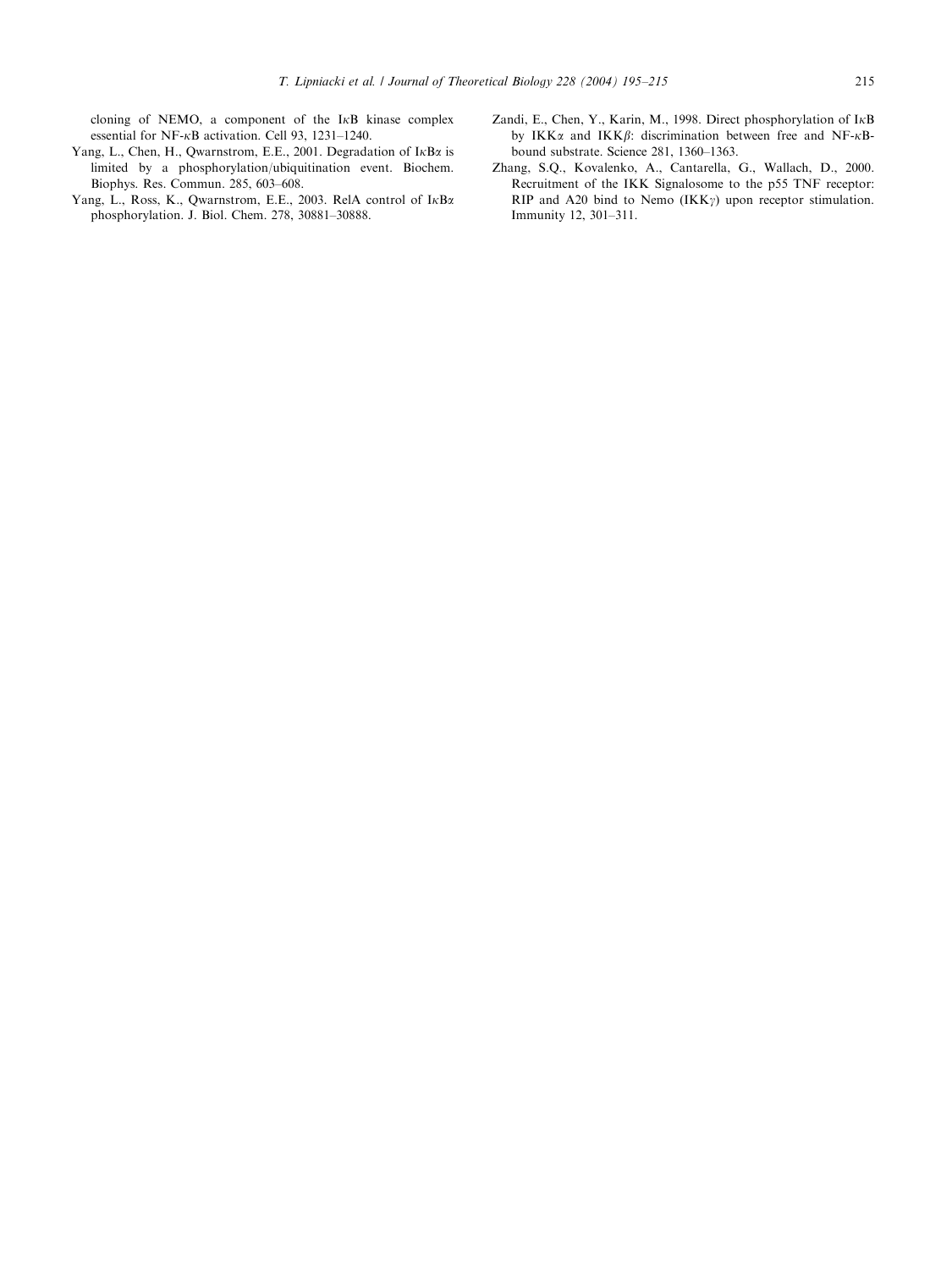cloning of NEMO, a component of the IκB kinase complex essential for NF-κB activation. Cell 93, 1231–1240.

Yang, L., Chen, H., Qwarnstrom, E.E., 2001. Degradation of IκBα is limited by a phosphorylation/ubiquitination event. Biochem. Biophys. Res. Commun. 285, 603–608.

Yang, L., Ross, K., Qwarnstrom, E.E., 2003. RelA control of IκBα phosphorylation. J. Biol. Chem. 278, 30881–30888.

Zandi, E., Chen, Y., Karin, M., 1998. Direct phosphorylation of IκB by IKKα and IKKβ: discrimination between free and NF-κB-bound substrate. Science 281, 1360–1363.

Zhang, S.Q., Kovalenko, A., Cantarella, G., Wallach, D., 2000. Recruitment of the IKK Signalosome to the p55 TNF receptor: RIP and A20 bind to Nemo (IKKγ) upon receptor stimulation. Immunity 12, 301–311.